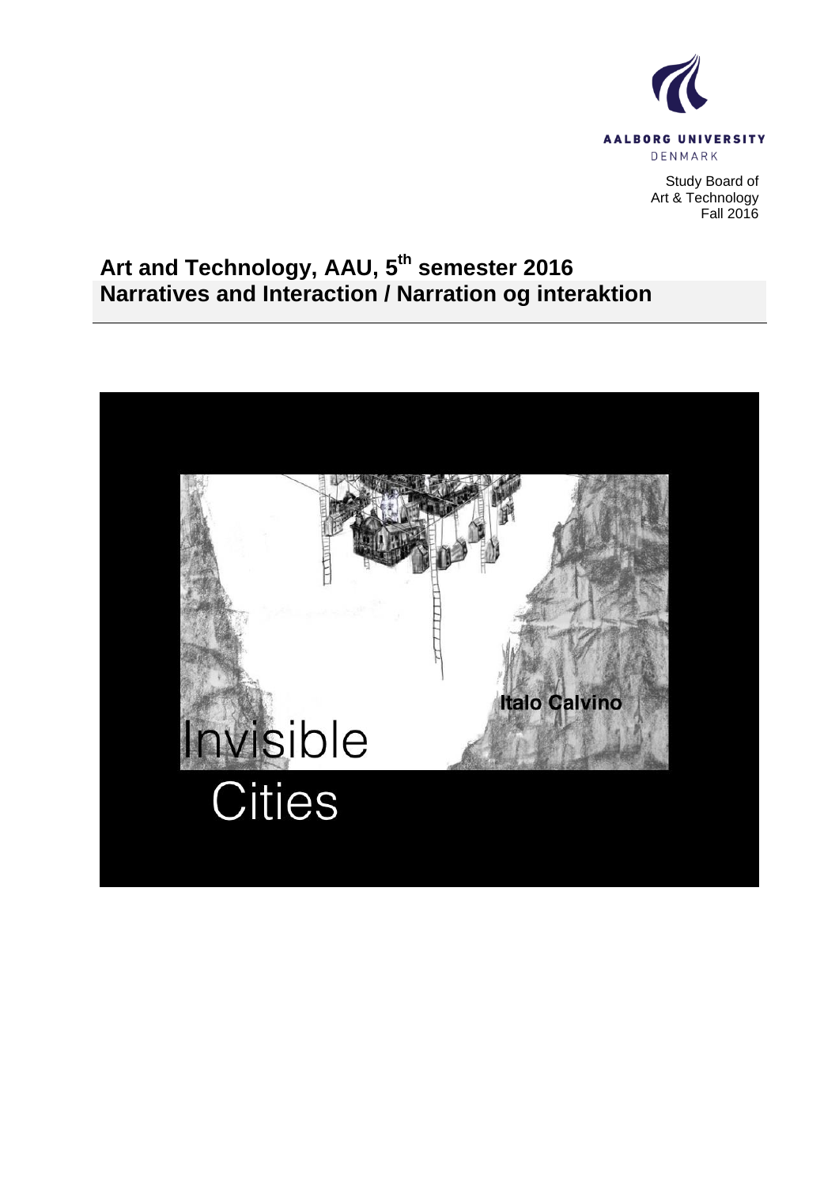AALBORG UNIVERSITY
DENMARK

Study Board of
Art & Technology
Fall 2016

# Art and Technology, AAU, 5th semester 2016
# Narratives and Interaction / Narration og interaktion

Italo Calvino

Invisible Cities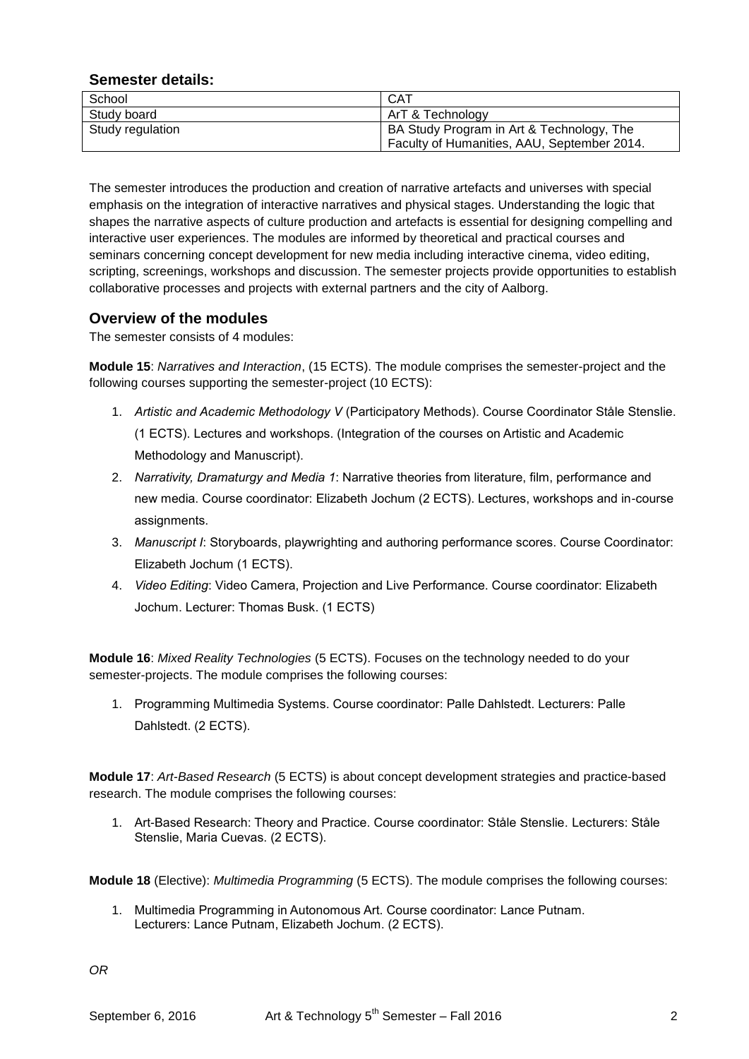## Semester details:

| School | CAT |
|---|---|
| Study board | ArT & Technology |
| Study regulation | BA Study Program in Art & Technology, The Faculty of Humanities, AAU, September 2014. |

The semester introduces the production and creation of narrative artefacts and universes with special emphasis on the integration of interactive narratives and physical stages. Understanding the logic that shapes the narrative aspects of culture production and artefacts is essential for designing compelling and interactive user experiences. The modules are informed by theoretical and practical courses and seminars concerning concept development for new media including interactive cinema, video editing, scripting, screenings, workshops and discussion. The semester projects provide opportunities to establish collaborative processes and projects with external partners and the city of Aalborg.

## Overview of the modules

The semester consists of 4 modules:

**Module 15**: *Narratives and Interaction*, (15 ECTS). The module comprises the semester-project and the following courses supporting the semester-project (10 ECTS):

1. *Artistic and Academic Methodology V* (Participatory Methods). Course Coordinator Ståle Stenslie. (1 ECTS). Lectures and workshops. (Integration of the courses on Artistic and Academic Methodology and Manuscript).
2. *Narrativity, Dramaturgy and Media 1*: Narrative theories from literature, film, performance and new media. Course coordinator: Elizabeth Jochum (2 ECTS). Lectures, workshops and in-course assignments.
3. *Manuscript I*: Storyboards, playwrighting and authoring performance scores. Course Coordinator: Elizabeth Jochum (1 ECTS).
4. *Video Editing*: Video Camera, Projection and Live Performance. Course coordinator: Elizabeth Jochum. Lecturer: Thomas Busk. (1 ECTS)

**Module 16**: *Mixed Reality Technologies* (5 ECTS). Focuses on the technology needed to do your semester-projects. The module comprises the following courses:

1. Programming Multimedia Systems. Course coordinator: Palle Dahlstedt. Lecturers: Palle Dahlstedt. (2 ECTS).

**Module 17**: *Art-Based Research* (5 ECTS) is about concept development strategies and practice-based research. The module comprises the following courses:

1. Art-Based Research: Theory and Practice. Course coordinator: Ståle Stenslie. Lecturers: Ståle Stenslie, Maria Cuevas. (2 ECTS).

**Module 18** (Elective): *Multimedia Programming* (5 ECTS). The module comprises the following courses:

1. Multimedia Programming in Autonomous Art. Course coordinator: Lance Putnam. Lecturers: Lance Putnam, Elizabeth Jochum. (2 ECTS).

*OR*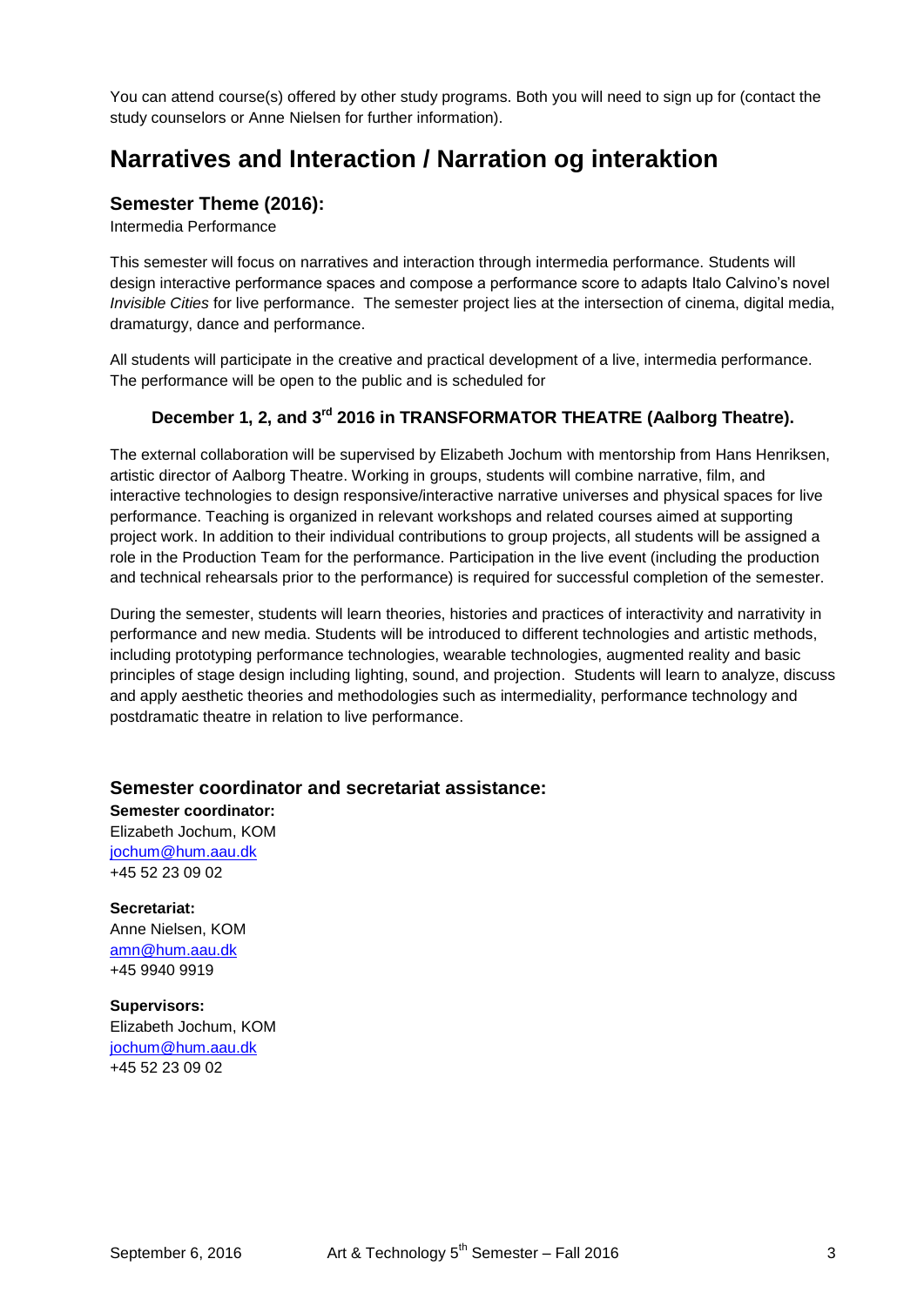You can attend course(s) offered by other study programs. Both you will need to sign up for (contact the study counselors or Anne Nielsen for further information).

# Narratives and Interaction / Narration og interaktion

## Semester Theme (2016):

Intermedia Performance

This semester will focus on narratives and interaction through intermedia performance. Students will design interactive performance spaces and compose a performance score to adapts Italo Calvino's novel *Invisible Cities* for live performance. The semester project lies at the intersection of cinema, digital media, dramaturgy, dance and performance.

All students will participate in the creative and practical development of a live, intermedia performance. The performance will be open to the public and is scheduled for

**December 1, 2, and 3rd 2016 in TRANSFORMATOR THEATRE (Aalborg Theatre).**

The external collaboration will be supervised by Elizabeth Jochum with mentorship from Hans Henriksen, artistic director of Aalborg Theatre. Working in groups, students will combine narrative, film, and interactive technologies to design responsive/interactive narrative universes and physical spaces for live performance. Teaching is organized in relevant workshops and related courses aimed at supporting project work. In addition to their individual contributions to group projects, all students will be assigned a role in the Production Team for the performance. Participation in the live event (including the production and technical rehearsals prior to the performance) is required for successful completion of the semester.

During the semester, students will learn theories, histories and practices of interactivity and narrativity in performance and new media. Students will be introduced to different technologies and artistic methods, including prototyping performance technologies, wearable technologies, augmented reality and basic principles of stage design including lighting, sound, and projection. Students will learn to analyze, discuss and apply aesthetic theories and methodologies such as intermediality, performance technology and postdramatic theatre in relation to live performance.

## Semester coordinator and secretariat assistance:

**Semester coordinator:**
Elizabeth Jochum, KOM
jochum@hum.aau.dk
+45 52 23 09 02

**Secretariat:**
Anne Nielsen, KOM
amn@hum.aau.dk
+45 9940 9919

**Supervisors:**
Elizabeth Jochum, KOM
jochum@hum.aau.dk
+45 52 23 09 02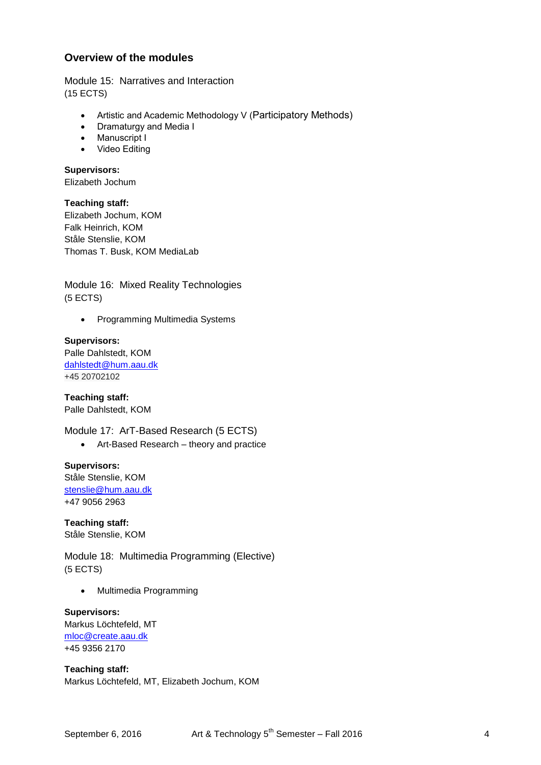## Overview of the modules

Module 15: Narratives and Interaction
(15 ECTS)

- Artistic and Academic Methodology V (Participatory Methods)
- Dramaturgy and Media I
- Manuscript I
- Video Editing

**Supervisors:**
Elizabeth Jochum

**Teaching staff:**
Elizabeth Jochum, KOM
Falk Heinrich, KOM
Ståle Stenslie, KOM
Thomas T. Busk, KOM MediaLab

Module 16: Mixed Reality Technologies
(5 ECTS)

- Programming Multimedia Systems

**Supervisors:**
Palle Dahlstedt, KOM
dahlstedt@hum.aau.dk
+45 20702102

**Teaching staff:**
Palle Dahlstedt, KOM

Module 17: ArT-Based Research (5 ECTS)

- Art-Based Research – theory and practice

**Supervisors:**
Ståle Stenslie, KOM
stenslie@hum.aau.dk
+47 9056 2963

**Teaching staff:**
Ståle Stenslie, KOM

Module 18: Multimedia Programming (Elective)
(5 ECTS)

- Multimedia Programming

**Supervisors:**
Markus Löchtefeld, MT
mloc@create.aau.dk
+45 9356 2170

**Teaching staff:**
Markus Löchtefeld, MT, Elizabeth Jochum, KOM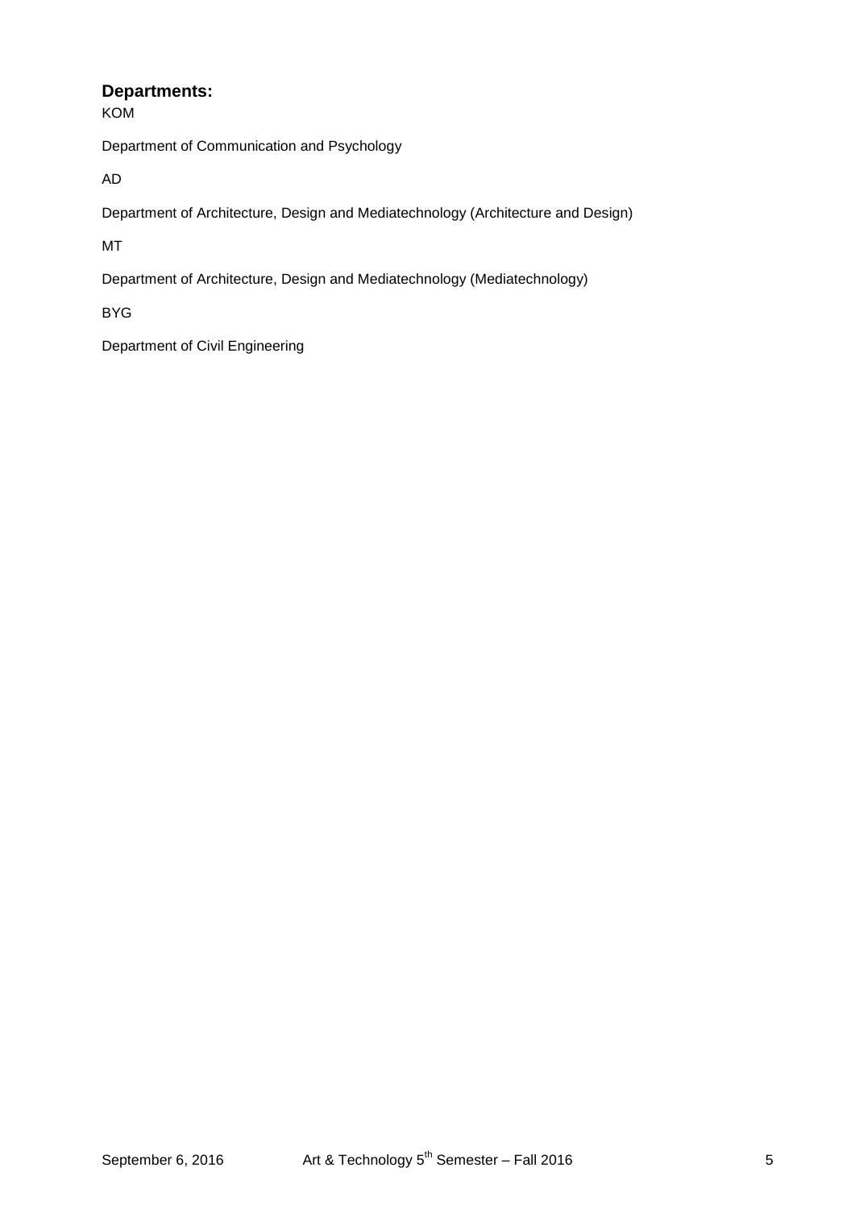## Departments:

KOM

Department of Communication and Psychology

AD

Department of Architecture, Design and Mediatechnology (Architecture and Design)

MT

Department of Architecture, Design and Mediatechnology (Mediatechnology)

BYG

Department of Civil Engineering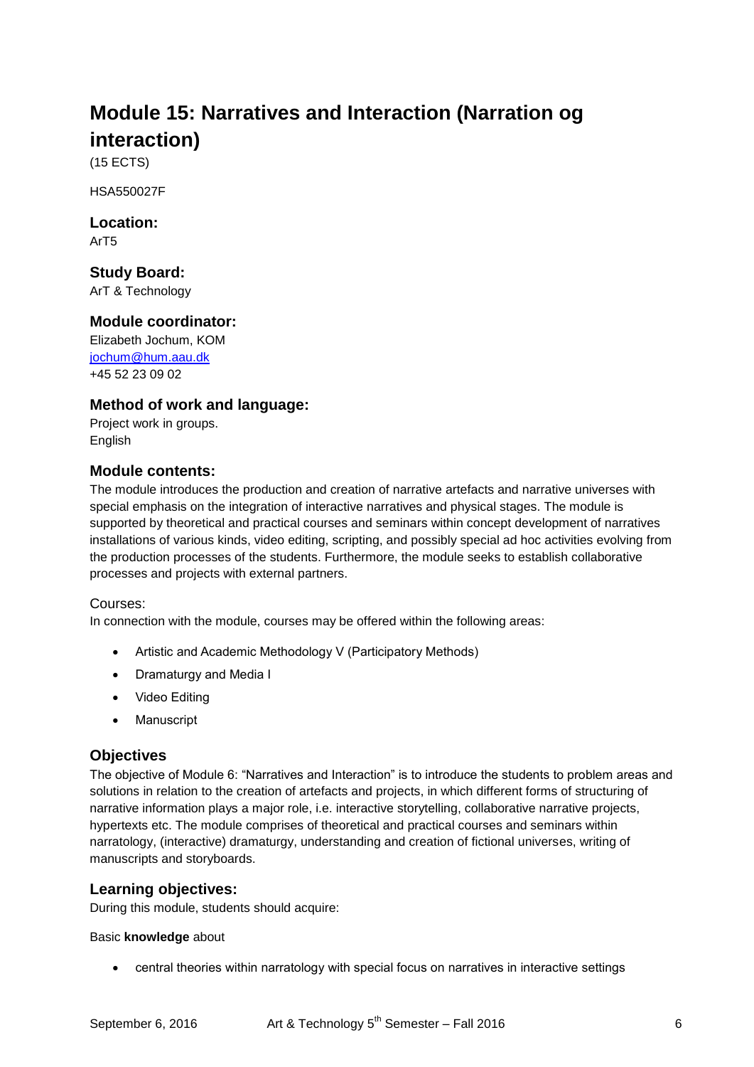# Module 15: Narratives and Interaction (Narration og interaction)

(15 ECTS)

HSA550027F

### Location:

ArT5

### Study Board:

ArT & Technology

### Module coordinator:

Elizabeth Jochum, KOM
jochum@hum.aau.dk
+45 52 23 09 02

### Method of work and language:

Project work in groups.
English

### Module contents:

The module introduces the production and creation of narrative artefacts and narrative universes with special emphasis on the integration of interactive narratives and physical stages. The module is supported by theoretical and practical courses and seminars within concept development of narratives installations of various kinds, video editing, scripting, and possibly special ad hoc activities evolving from the production processes of the students. Furthermore, the module seeks to establish collaborative processes and projects with external partners.

Courses:
In connection with the module, courses may be offered within the following areas:

- Artistic and Academic Methodology V (Participatory Methods)
- Dramaturgy and Media I
- Video Editing
- Manuscript

### Objectives

The objective of Module 6: "Narratives and Interaction" is to introduce the students to problem areas and solutions in relation to the creation of artefacts and projects, in which different forms of structuring of narrative information plays a major role, i.e. interactive storytelling, collaborative narrative projects, hypertexts etc. The module comprises of theoretical and practical courses and seminars within narratology, (interactive) dramaturgy, understanding and creation of fictional universes, writing of manuscripts and storyboards.

### Learning objectives:

During this module, students should acquire:

Basic **knowledge** about

- central theories within narratology with special focus on narratives in interactive settings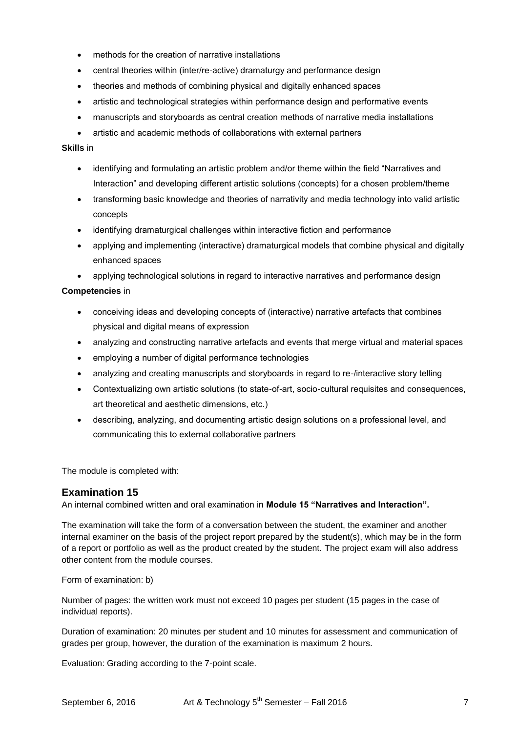- methods for the creation of narrative installations
- central theories within (inter/re-active) dramaturgy and performance design
- theories and methods of combining physical and digitally enhanced spaces
- artistic and technological strategies within performance design and performative events
- manuscripts and storyboards as central creation methods of narrative media installations
- artistic and academic methods of collaborations with external partners

**Skills** in

- identifying and formulating an artistic problem and/or theme within the field "Narratives and Interaction" and developing different artistic solutions (concepts) for a chosen problem/theme
- transforming basic knowledge and theories of narrativity and media technology into valid artistic concepts
- identifying dramaturgical challenges within interactive fiction and performance
- applying and implementing (interactive) dramaturgical models that combine physical and digitally enhanced spaces
- applying technological solutions in regard to interactive narratives and performance design

**Competencies** in

- conceiving ideas and developing concepts of (interactive) narrative artefacts that combines physical and digital means of expression
- analyzing and constructing narrative artefacts and events that merge virtual and material spaces
- employing a number of digital performance technologies
- analyzing and creating manuscripts and storyboards in regard to re-/interactive story telling
- Contextualizing own artistic solutions (to state-of-art, socio-cultural requisites and consequences, art theoretical and aesthetic dimensions, etc.)
- describing, analyzing, and documenting artistic design solutions on a professional level, and communicating this to external collaborative partners

The module is completed with:

## Examination 15

An internal combined written and oral examination in **Module 15 "Narratives and Interaction".**

The examination will take the form of a conversation between the student, the examiner and another internal examiner on the basis of the project report prepared by the student(s), which may be in the form of a report or portfolio as well as the product created by the student. The project exam will also address other content from the module courses.

Form of examination: b)

Number of pages: the written work must not exceed 10 pages per student (15 pages in the case of individual reports).

Duration of examination: 20 minutes per student and 10 minutes for assessment and communication of grades per group, however, the duration of the examination is maximum 2 hours.

Evaluation: Grading according to the 7-point scale.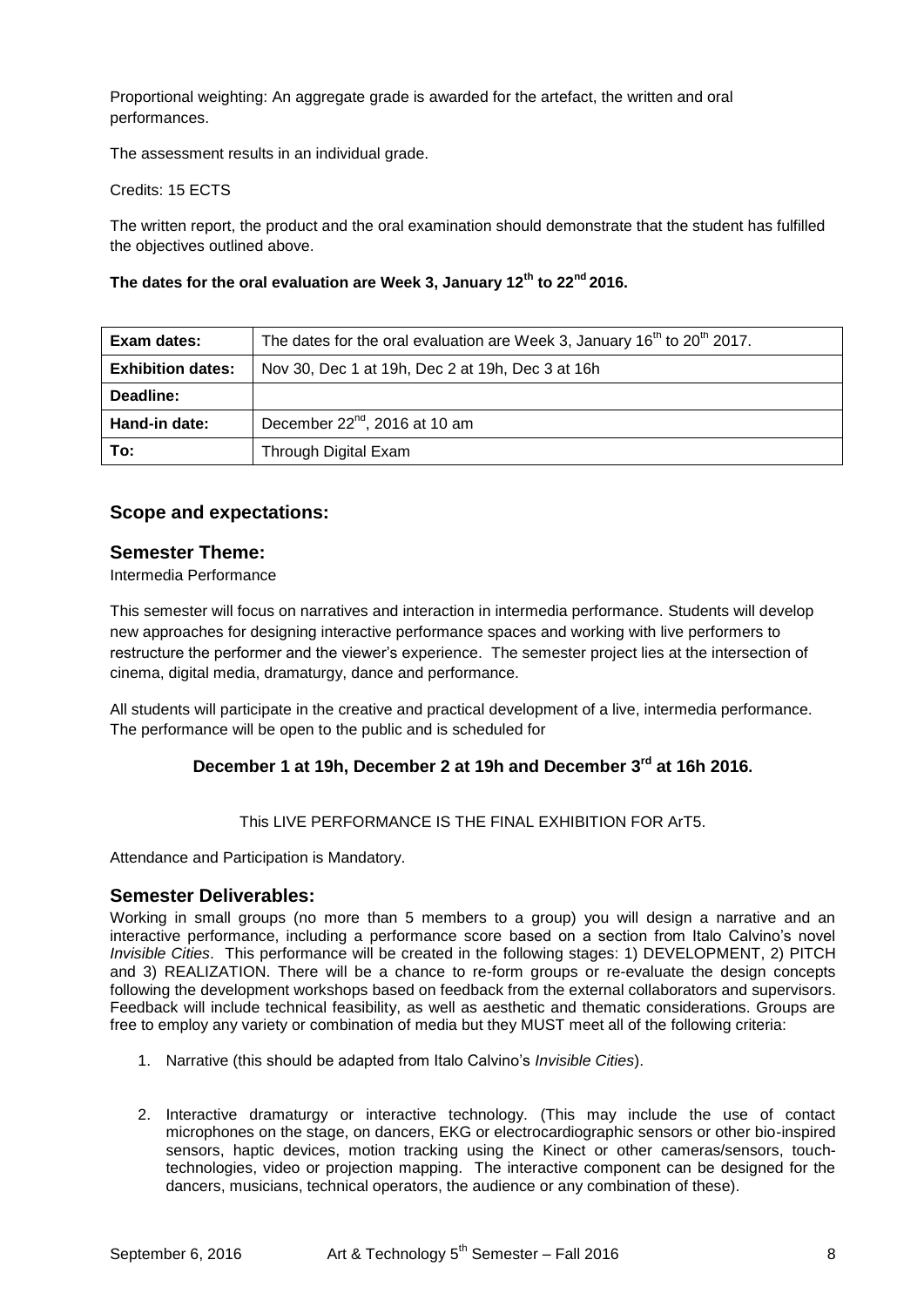Proportional weighting: An aggregate grade is awarded for the artefact, the written and oral performances.

The assessment results in an individual grade.

Credits: 15 ECTS

The written report, the product and the oral examination should demonstrate that the student has fulfilled the objectives outlined above.

**The dates for the oral evaluation are Week 3, January 12th to 22nd 2016.**

| **Exam dates:** | The dates for the oral evaluation are Week 3, January 16th to 20th 2017. |
|---|---|
| **Exhibition dates:** | Nov 30, Dec 1 at 19h, Dec 2 at 19h, Dec 3 at 16h |
| **Deadline:** | |
| **Hand-in date:** | December 22nd, 2016 at 10 am |
| **To:** | Through Digital Exam |

## Scope and expectations:

## Semester Theme:

Intermedia Performance

This semester will focus on narratives and interaction in intermedia performance. Students will develop new approaches for designing interactive performance spaces and working with live performers to restructure the performer and the viewer's experience. The semester project lies at the intersection of cinema, digital media, dramaturgy, dance and performance.

All students will participate in the creative and practical development of a live, intermedia performance. The performance will be open to the public and is scheduled for

**December 1 at 19h, December 2 at 19h and December 3rd at 16h 2016.**

This LIVE PERFORMANCE IS THE FINAL EXHIBITION FOR ArT5.

Attendance and Participation is Mandatory.

## Semester Deliverables:

Working in small groups (no more than 5 members to a group) you will design a narrative and an interactive performance, including a performance score based on a section from Italo Calvino's novel *Invisible Cities*. This performance will be created in the following stages: 1) DEVELOPMENT, 2) PITCH and 3) REALIZATION. There will be a chance to re-form groups or re-evaluate the design concepts following the development workshops based on feedback from the external collaborators and supervisors. Feedback will include technical feasibility, as well as aesthetic and thematic considerations. Groups are free to employ any variety or combination of media but they MUST meet all of the following criteria:

1. Narrative (this should be adapted from Italo Calvino's *Invisible Cities*).

2. Interactive dramaturgy or interactive technology. (This may include the use of contact microphones on the stage, on dancers, EKG or electrocardiographic sensors or other bio-inspired sensors, haptic devices, motion tracking using the Kinect or other cameras/sensors, touch-technologies, video or projection mapping. The interactive component can be designed for the dancers, musicians, technical operators, the audience or any combination of these).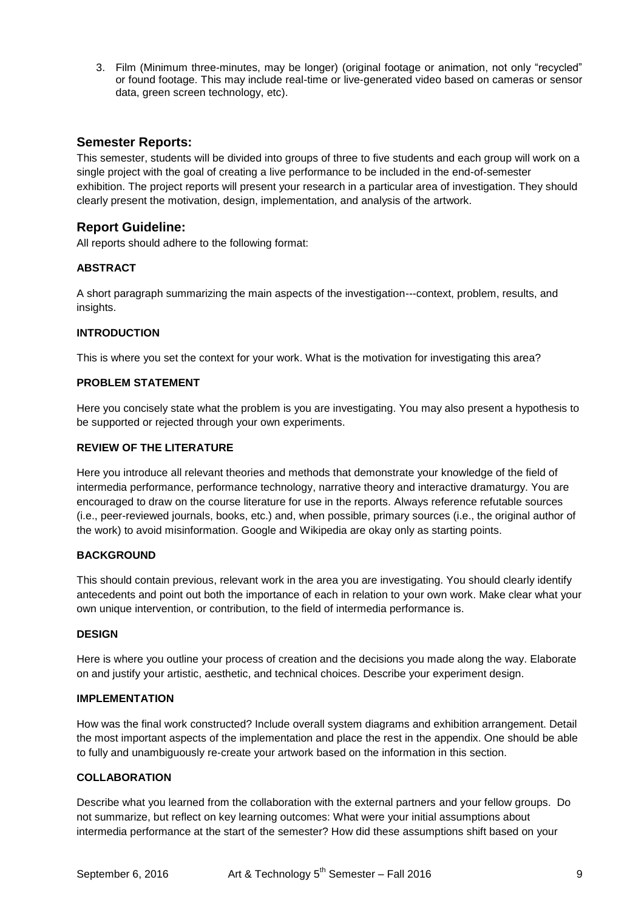3. Film (Minimum three-minutes, may be longer) (original footage or animation, not only "recycled" or found footage. This may include real-time or live-generated video based on cameras or sensor data, green screen technology, etc).

## Semester Reports:

This semester, students will be divided into groups of three to five students and each group will work on a single project with the goal of creating a live performance to be included in the end-of-semester exhibition. The project reports will present your research in a particular area of investigation. They should clearly present the motivation, design, implementation, and analysis of the artwork.

## Report Guideline:

All reports should adhere to the following format:

### ABSTRACT

A short paragraph summarizing the main aspects of the investigation---context, problem, results, and insights.

### INTRODUCTION

This is where you set the context for your work. What is the motivation for investigating this area?

### PROBLEM STATEMENT

Here you concisely state what the problem is you are investigating. You may also present a hypothesis to be supported or rejected through your own experiments.

### REVIEW OF THE LITERATURE

Here you introduce all relevant theories and methods that demonstrate your knowledge of the field of intermedia performance, performance technology, narrative theory and interactive dramaturgy. You are encouraged to draw on the course literature for use in the reports. Always reference refutable sources (i.e., peer-reviewed journals, books, etc.) and, when possible, primary sources (i.e., the original author of the work) to avoid misinformation. Google and Wikipedia are okay only as starting points.

### BACKGROUND

This should contain previous, relevant work in the area you are investigating. You should clearly identify antecedents and point out both the importance of each in relation to your own work. Make clear what your own unique intervention, or contribution, to the field of intermedia performance is.

### DESIGN

Here is where you outline your process of creation and the decisions you made along the way. Elaborate on and justify your artistic, aesthetic, and technical choices. Describe your experiment design.

### IMPLEMENTATION

How was the final work constructed? Include overall system diagrams and exhibition arrangement. Detail the most important aspects of the implementation and place the rest in the appendix. One should be able to fully and unambiguously re-create your artwork based on the information in this section.

### COLLABORATION

Describe what you learned from the collaboration with the external partners and your fellow groups. Do not summarize, but reflect on key learning outcomes: What were your initial assumptions about intermedia performance at the start of the semester? How did these assumptions shift based on your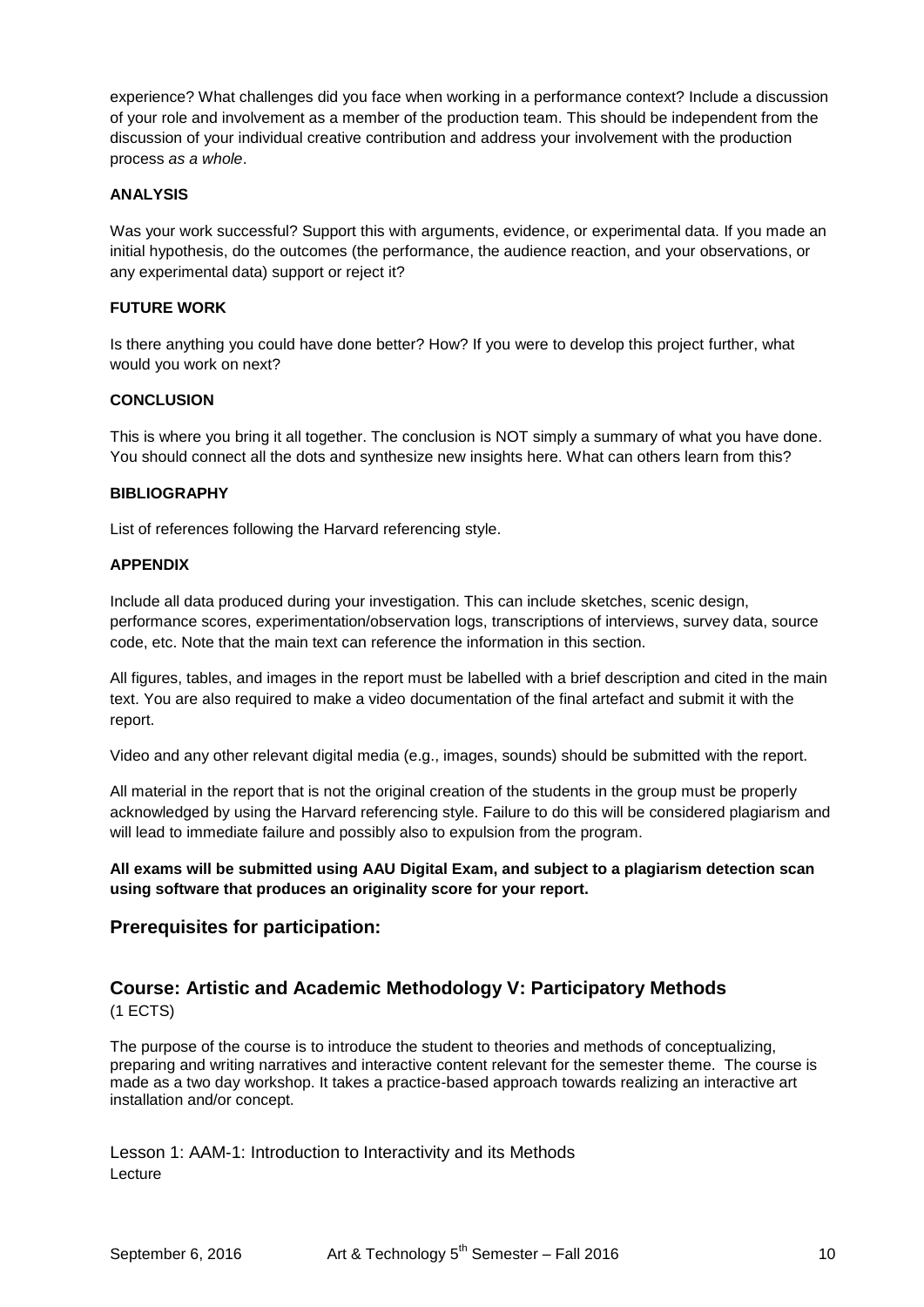experience? What challenges did you face when working in a performance context? Include a discussion of your role and involvement as a member of the production team. This should be independent from the discussion of your individual creative contribution and address your involvement with the production process *as a whole*.

**ANALYSIS**

Was your work successful? Support this with arguments, evidence, or experimental data. If you made an initial hypothesis, do the outcomes (the performance, the audience reaction, and your observations, or any experimental data) support or reject it?

**FUTURE WORK**

Is there anything you could have done better? How? If you were to develop this project further, what would you work on next?

**CONCLUSION**

This is where you bring it all together. The conclusion is NOT simply a summary of what you have done. You should connect all the dots and synthesize new insights here. What can others learn from this?

**BIBLIOGRAPHY**

List of references following the Harvard referencing style.

**APPENDIX**

Include all data produced during your investigation. This can include sketches, scenic design, performance scores, experimentation/observation logs, transcriptions of interviews, survey data, source code, etc. Note that the main text can reference the information in this section.

All figures, tables, and images in the report must be labelled with a brief description and cited in the main text. You are also required to make a video documentation of the final artefact and submit it with the report.

Video and any other relevant digital media (e.g., images, sounds) should be submitted with the report.

All material in the report that is not the original creation of the students in the group must be properly acknowledged by using the Harvard referencing style. Failure to do this will be considered plagiarism and will lead to immediate failure and possibly also to expulsion from the program.

**All exams will be submitted using AAU Digital Exam, and subject to a plagiarism detection scan using software that produces an originality score for your report.**

## Prerequisites for participation:

## Course: Artistic and Academic Methodology V: Participatory Methods

(1 ECTS)

The purpose of the course is to introduce the student to theories and methods of conceptualizing, preparing and writing narratives and interactive content relevant for the semester theme. The course is made as a two day workshop. It takes a practice-based approach towards realizing an interactive art installation and/or concept.

Lesson 1: AAM-1: Introduction to Interactivity and its Methods
Lecture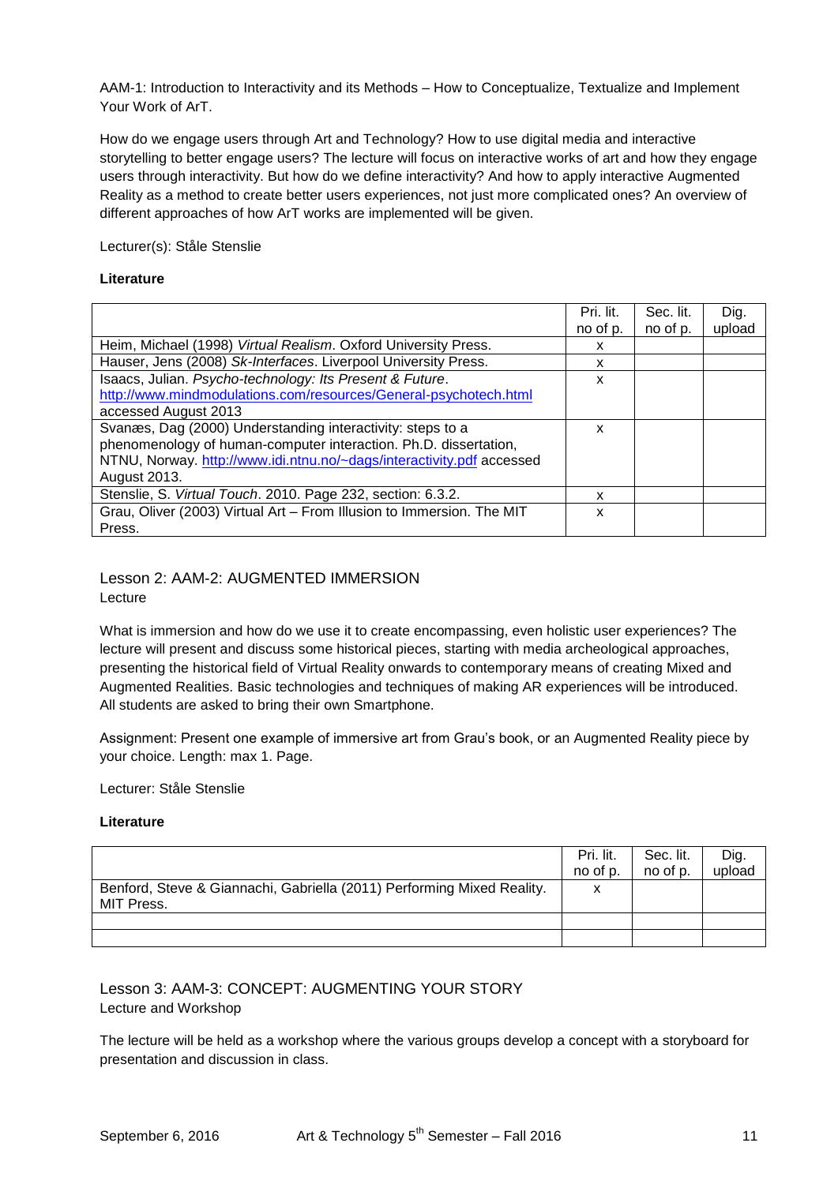AAM-1: Introduction to Interactivity and its Methods – How to Conceptualize, Textualize and Implement Your Work of ArT.

How do we engage users through Art and Technology? How to use digital media and interactive storytelling to better engage users? The lecture will focus on interactive works of art and how they engage users through interactivity. But how do we define interactivity? And how to apply interactive Augmented Reality as a method to create better users experiences, not just more complicated ones? An overview of different approaches of how ArT works are implemented will be given.

Lecturer(s): Ståle Stenslie

**Literature**

| | Pri. lit. no of p. | Sec. lit. no of p. | Dig. upload |
|---|---|---|---|
| Heim, Michael (1998) *Virtual Realism*. Oxford University Press. | x | | |
| Hauser, Jens (2008) *Sk-Interfaces*. Liverpool University Press. | x | | |
| Isaacs, Julian. *Psycho-technology: Its Present & Future*. http://www.mindmodulations.com/resources/General-psychotech.html accessed August 2013 | x | | |
| Svanæs, Dag (2000) Understanding interactivity: steps to a phenomenology of human-computer interaction. Ph.D. dissertation, NTNU, Norway. http://www.idi.ntnu.no/~dags/interactivity.pdf accessed August 2013. | x | | |
| Stenslie, S. *Virtual Touch*. 2010. Page 232, section: 6.3.2. | x | | |
| Grau, Oliver (2003) Virtual Art – From Illusion to Immersion. The MIT Press. | x | | |

## Lesson 2: AAM-2: AUGMENTED IMMERSION

Lecture

What is immersion and how do we use it to create encompassing, even holistic user experiences? The lecture will present and discuss some historical pieces, starting with media archeological approaches, presenting the historical field of Virtual Reality onwards to contemporary means of creating Mixed and Augmented Realities. Basic technologies and techniques of making AR experiences will be introduced. All students are asked to bring their own Smartphone.

Assignment: Present one example of immersive art from Grau's book, or an Augmented Reality piece by your choice. Length: max 1. Page.

Lecturer: Ståle Stenslie

**Literature**

| | Pri. lit. no of p. | Sec. lit. no of p. | Dig. upload |
|---|---|---|---|
| Benford, Steve & Giannachi, Gabriella (2011) Performing Mixed Reality. MIT Press. | x | | |
| | | | |
| | | | |

## Lesson 3: AAM-3: CONCEPT: AUGMENTING YOUR STORY

Lecture and Workshop

The lecture will be held as a workshop where the various groups develop a concept with a storyboard for presentation and discussion in class.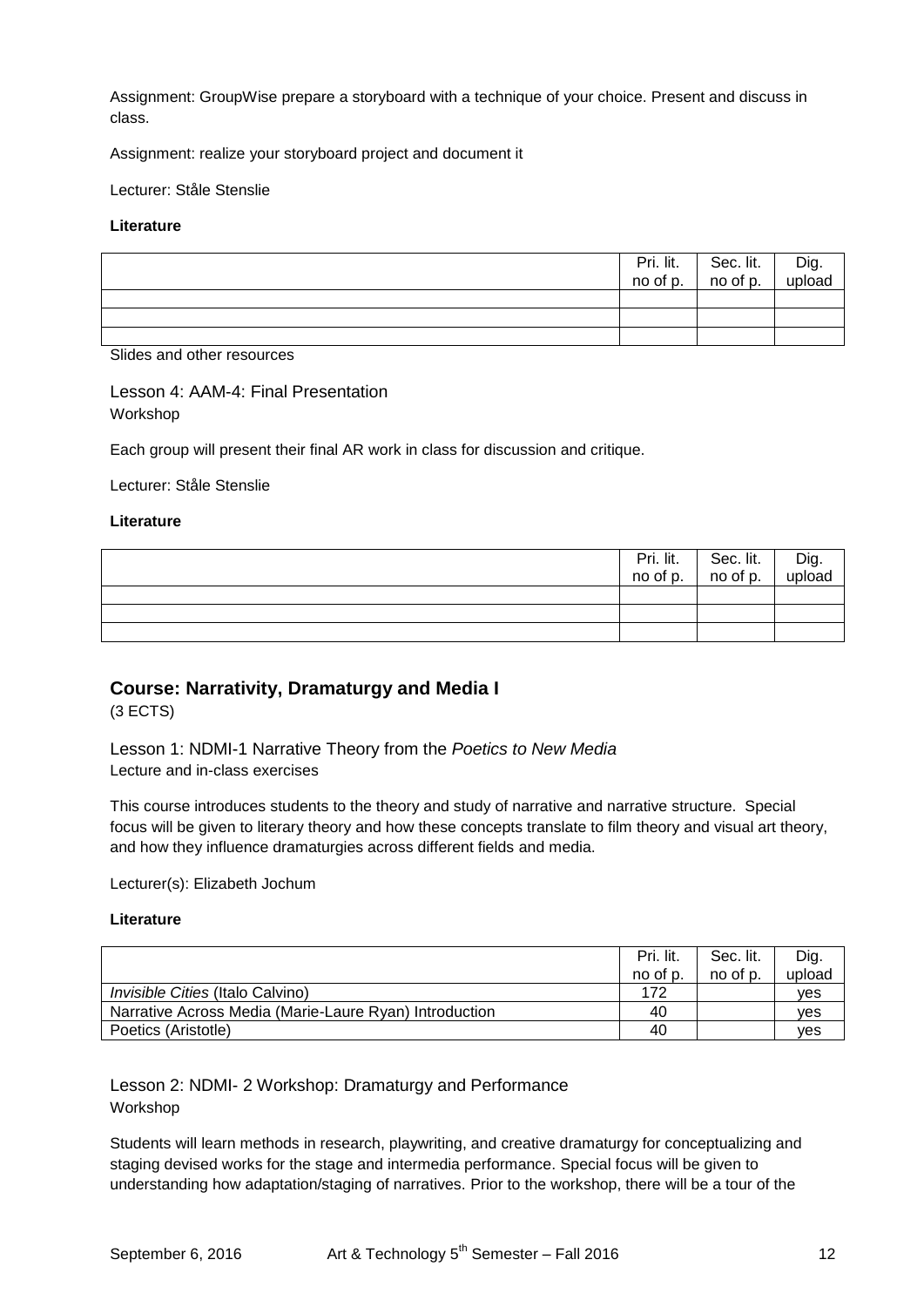Assignment: GroupWise prepare a storyboard with a technique of your choice. Present and discuss in class.

Assignment: realize your storyboard project and document it

Lecturer: Ståle Stenslie

**Literature**

| | Pri. lit. no of p. | Sec. lit. no of p. | Dig. upload |
|---|---|---|---|
| | | | |
| | | | |
| | | | |

Slides and other resources

### Lesson 4: AAM-4: Final Presentation

Workshop

Each group will present their final AR work in class for discussion and critique.

Lecturer: Ståle Stenslie

**Literature**

| | Pri. lit. no of p. | Sec. lit. no of p. | Dig. upload |
|---|---|---|---|
| | | | |
| | | | |
| | | | |

## Course: Narrativity, Dramaturgy and Media I

(3 ECTS)

### Lesson 1: NDMI-1 Narrative Theory from the *Poetics to New Media*

Lecture and in-class exercises

This course introduces students to the theory and study of narrative and narrative structure. Special focus will be given to literary theory and how these concepts translate to film theory and visual art theory, and how they influence dramaturgies across different fields and media.

Lecturer(s): Elizabeth Jochum

**Literature**

| | Pri. lit. no of p. | Sec. lit. no of p. | Dig. upload |
|---|---|---|---|
| *Invisible Cities* (Italo Calvino) | 172 | | yes |
| Narrative Across Media (Marie-Laure Ryan) Introduction | 40 | | yes |
| Poetics (Aristotle) | 40 | | yes |

### Lesson 2: NDMI- 2 Workshop: Dramaturgy and Performance

Workshop

Students will learn methods in research, playwriting, and creative dramaturgy for conceptualizing and staging devised works for the stage and intermedia performance. Special focus will be given to understanding how adaptation/staging of narratives. Prior to the workshop, there will be a tour of the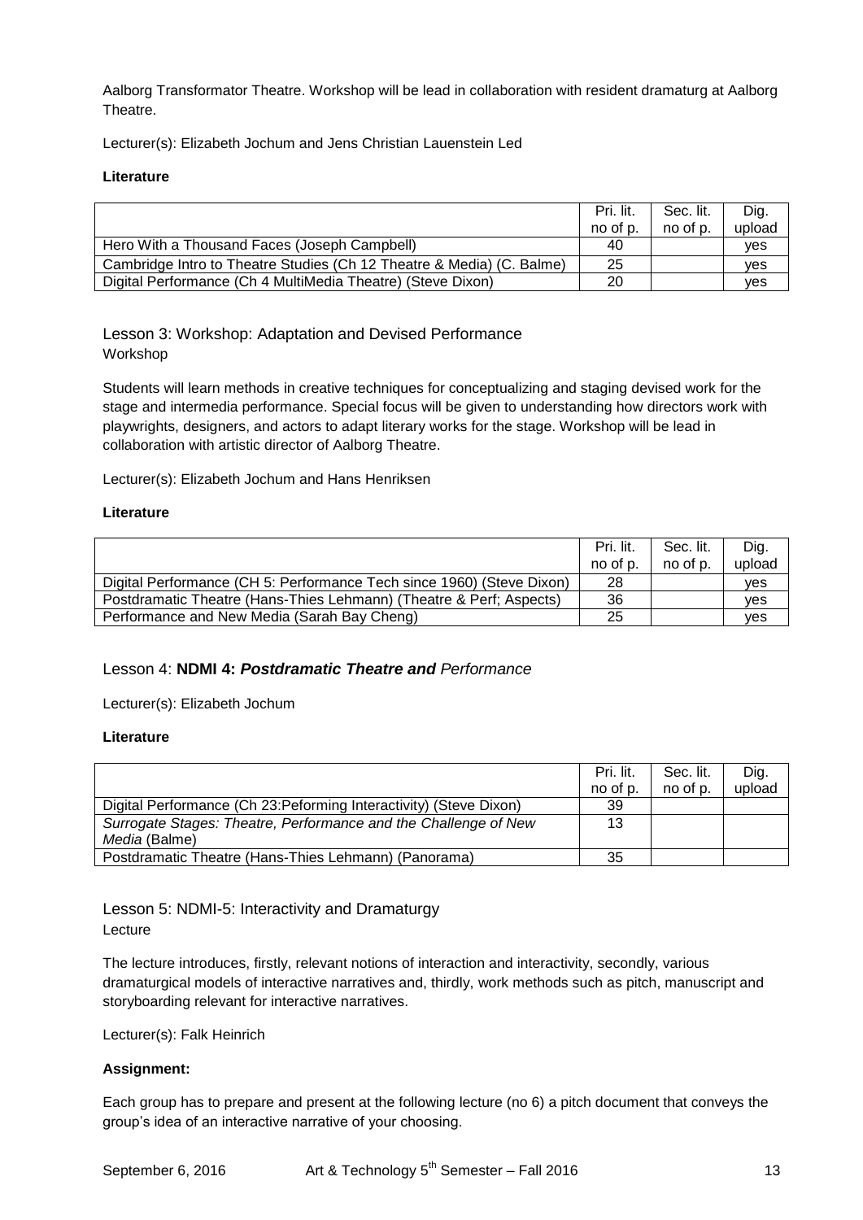Aalborg Transformator Theatre. Workshop will be lead in collaboration with resident dramaturg at Aalborg Theatre.

Lecturer(s): Elizabeth Jochum and Jens Christian Lauenstein Led

**Literature**

| | Pri. lit. no of p. | Sec. lit. no of p. | Dig. upload |
|---|---|---|---|
| Hero With a Thousand Faces (Joseph Campbell) | 40 | | yes |
| Cambridge Intro to Theatre Studies (Ch 12 Theatre & Media) (C. Balme) | 25 | | yes |
| Digital Performance (Ch 4 MultiMedia Theatre) (Steve Dixon) | 20 | | yes |

## Lesson 3: Workshop: Adaptation and Devised Performance

Workshop

Students will learn methods in creative techniques for conceptualizing and staging devised work for the stage and intermedia performance. Special focus will be given to understanding how directors work with playwrights, designers, and actors to adapt literary works for the stage. Workshop will be lead in collaboration with artistic director of Aalborg Theatre.

Lecturer(s): Elizabeth Jochum and Hans Henriksen

**Literature**

| | Pri. lit. no of p. | Sec. lit. no of p. | Dig. upload |
|---|---|---|---|
| Digital Performance (CH 5: Performance Tech since 1960) (Steve Dixon) | 28 | | yes |
| Postdramatic Theatre (Hans-Thies Lehmann) (Theatre & Perf; Aspects) | 36 | | yes |
| Performance and New Media (Sarah Bay Cheng) | 25 | | yes |

## Lesson 4: **NDMI 4: *Postdramatic Theatre and*** *Performance*

Lecturer(s): Elizabeth Jochum

**Literature**

| | Pri. lit. no of p. | Sec. lit. no of p. | Dig. upload |
|---|---|---|---|
| Digital Performance (Ch 23:Peforming Interactivity) (Steve Dixon) | 39 | | |
| *Surrogate Stages: Theatre, Performance and the Challenge of New Media* (Balme) | 13 | | |
| Postdramatic Theatre (Hans-Thies Lehmann) (Panorama) | 35 | | |

## Lesson 5: NDMI-5: Interactivity and Dramaturgy

Lecture

The lecture introduces, firstly, relevant notions of interaction and interactivity, secondly, various dramaturgical models of interactive narratives and, thirdly, work methods such as pitch, manuscript and storyboarding relevant for interactive narratives.

Lecturer(s): Falk Heinrich

**Assignment:**

Each group has to prepare and present at the following lecture (no 6) a pitch document that conveys the group's idea of an interactive narrative of your choosing.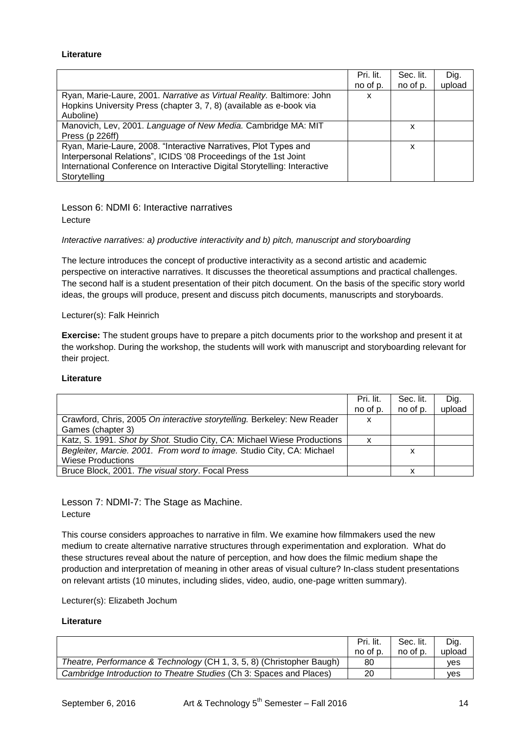**Literature**

| | Pri. lit. no of p. | Sec. lit. no of p. | Dig. upload |
|---|---|---|---|
| Ryan, Marie-Laure, 2001. *Narrative as Virtual Reality.* Baltimore: John Hopkins University Press (chapter 3, 7, 8) (available as e-book via Auboline) | x | | |
| Manovich, Lev, 2001. *Language of New Media.* Cambridge MA: MIT Press (p 226ff) | | x | |
| Ryan, Marie-Laure, 2008. "Interactive Narratives, Plot Types and Interpersonal Relations", ICIDS '08 Proceedings of the 1st Joint International Conference on Interactive Digital Storytelling: Interactive Storytelling | | x | |

## Lesson 6: NDMI 6: Interactive narratives

Lecture

*Interactive narratives: a) productive interactivity and b) pitch, manuscript and storyboarding*

The lecture introduces the concept of productive interactivity as a second artistic and academic perspective on interactive narratives. It discusses the theoretical assumptions and practical challenges. The second half is a student presentation of their pitch document. On the basis of the specific story world ideas, the groups will produce, present and discuss pitch documents, manuscripts and storyboards.

Lecturer(s): Falk Heinrich

**Exercise:** The student groups have to prepare a pitch documents prior to the workshop and present it at the workshop. During the workshop, the students will work with manuscript and storyboarding relevant for their project.

**Literature**

| | Pri. lit. no of p. | Sec. lit. no of p. | Dig. upload |
|---|---|---|---|
| Crawford, Chris, 2005 *On interactive storytelling.* Berkeley: New Reader Games (chapter 3) | x | | |
| Katz, S. 1991. *Shot by Shot.* Studio City, CA: Michael Wiese Productions | x | | |
| *Begleiter, Marcie. 2001. From word to image.* Studio City, CA: Michael Wiese Productions | | x | |
| Bruce Block, 2001. *The visual story*. Focal Press | | x | |

## Lesson 7: NDMI-7: The Stage as Machine.

Lecture

This course considers approaches to narrative in film. We examine how filmmakers used the new medium to create alternative narrative structures through experimentation and exploration. What do these structures reveal about the nature of perception, and how does the filmic medium shape the production and interpretation of meaning in other areas of visual culture? In-class student presentations on relevant artists (10 minutes, including slides, video, audio, one-page written summary).

Lecturer(s): Elizabeth Jochum

**Literature**

| | Pri. lit. no of p. | Sec. lit. no of p. | Dig. upload |
|---|---|---|---|
| *Theatre, Performance & Technology* (CH 1, 3, 5, 8) (Christopher Baugh) | 80 | | yes |
| *Cambridge Introduction to Theatre Studies* (Ch 3: Spaces and Places) | 20 | | yes |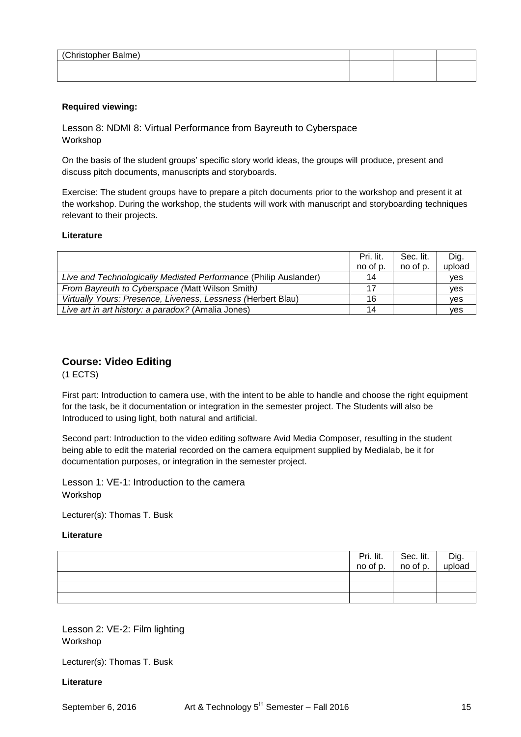| | | | |
|---|---|---|---|
| (Christopher Balme) | | | |
| | | | |
| | | | |

**Required viewing:**

Lesson 8: NDMI 8: Virtual Performance from Bayreuth to Cyberspace
Workshop

On the basis of the student groups' specific story world ideas, the groups will produce, present and discuss pitch documents, manuscripts and storyboards.

Exercise: The student groups have to prepare a pitch documents prior to the workshop and present it at the workshop. During the workshop, the students will work with manuscript and storyboarding techniques relevant to their projects.

**Literature**

| | Pri. lit. no of p. | Sec. lit. no of p. | Dig. upload |
|---|---|---|---|
| *Live and Technologically Mediated Performance* (Philip Auslander) | 14 | | yes |
| *From Bayreuth to Cyberspace (*Matt Wilson Smith*)* | 17 | | yes |
| *Virtually Yours: Presence, Liveness, Lessness (*Herbert Blau) | 16 | | yes |
| *Live art in art history: a paradox?* (Amalia Jones) | 14 | | yes |

## Course: Video Editing

(1 ECTS)

First part: Introduction to camera use, with the intent to be able to handle and choose the right equipment for the task, be it documentation or integration in the semester project. The Students will also be Introduced to using light, both natural and artificial.

Second part: Introduction to the video editing software Avid Media Composer, resulting in the student being able to edit the material recorded on the camera equipment supplied by Medialab, be it for documentation purposes, or integration in the semester project.

Lesson 1: VE-1: Introduction to the camera
Workshop

Lecturer(s): Thomas T. Busk

**Literature**

| | Pri. lit. no of p. | Sec. lit. no of p. | Dig. upload |
|---|---|---|---|
| | | | |
| | | | |
| | | | |

Lesson 2: VE-2: Film lighting
Workshop

Lecturer(s): Thomas T. Busk

**Literature**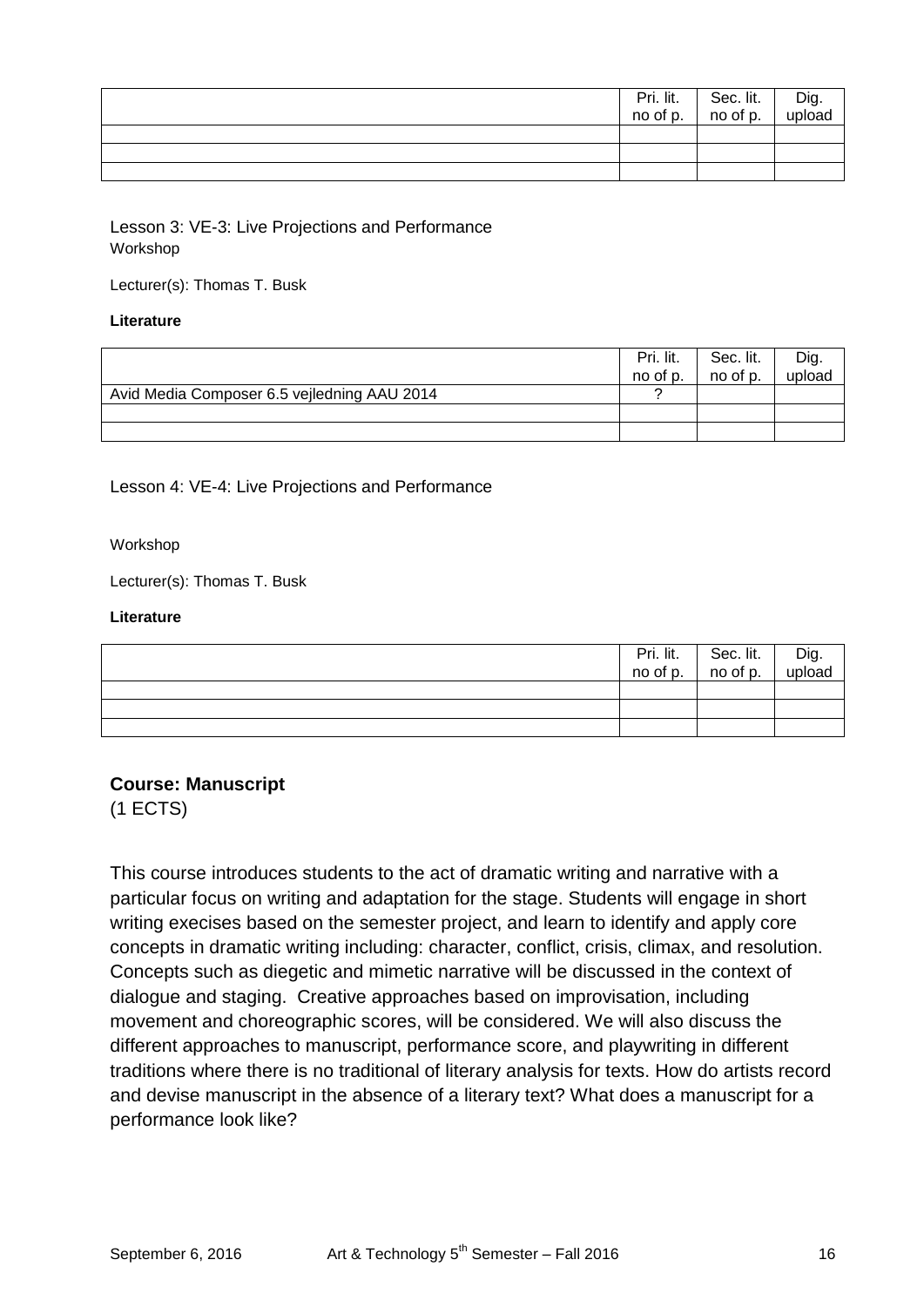| | Pri. lit. no of p. | Sec. lit. no of p. | Dig. upload |
|---|---|---|---|
| | | | |
| | | | |
| | | | |

Lesson 3: VE-3: Live Projections and Performance
Workshop

Lecturer(s): Thomas T. Busk

**Literature**

| | Pri. lit. no of p. | Sec. lit. no of p. | Dig. upload |
|---|---|---|---|
| Avid Media Composer 6.5 vejledning AAU 2014 | ? | | |
| | | | |
| | | | |

Lesson 4: VE-4: Live Projections and Performance

Workshop

Lecturer(s): Thomas T. Busk

**Literature**

| | Pri. lit. no of p. | Sec. lit. no of p. | Dig. upload |
|---|---|---|---|
| | | | |
| | | | |
| | | | |

## Course: Manuscript

(1 ECTS)

This course introduces students to the act of dramatic writing and narrative with a particular focus on writing and adaptation for the stage. Students will engage in short writing execises based on the semester project, and learn to identify and apply core concepts in dramatic writing including: character, conflict, crisis, climax, and resolution. Concepts such as diegetic and mimetic narrative will be discussed in the context of dialogue and staging. Creative approaches based on improvisation, including movement and choreographic scores, will be considered. We will also discuss the different approaches to manuscript, performance score, and playwriting in different traditions where there is no traditional of literary analysis for texts. How do artists record and devise manuscript in the absence of a literary text? What does a manuscript for a performance look like?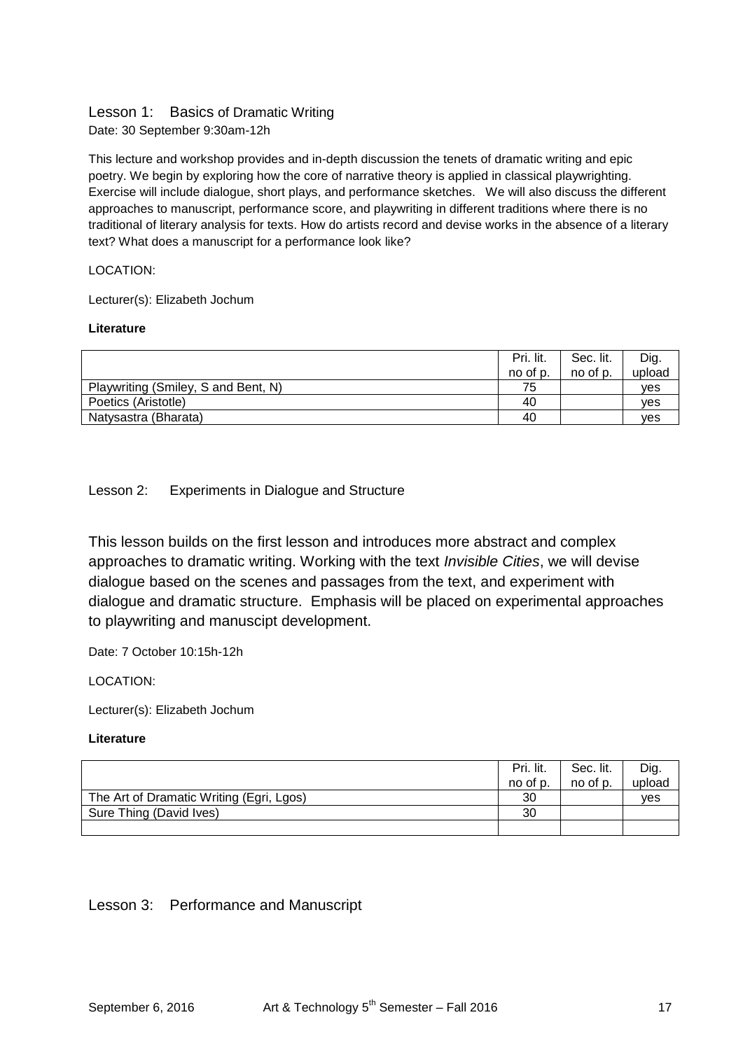## Lesson 1: Basics of Dramatic Writing

Date: 30 September 9:30am-12h

This lecture and workshop provides and in-depth discussion the tenets of dramatic writing and epic poetry. We begin by exploring how the core of narrative theory is applied in classical playwrighting. Exercise will include dialogue, short plays, and performance sketches. We will also discuss the different approaches to manuscript, performance score, and playwriting in different traditions where there is no traditional of literary analysis for texts. How do artists record and devise works in the absence of a literary text? What does a manuscript for a performance look like?

LOCATION:

Lecturer(s): Elizabeth Jochum

**Literature**

| | Pri. lit. no of p. | Sec. lit. no of p. | Dig. upload |
|---|---|---|---|
| Playwriting (Smiley, S and Bent, N) | 75 | | yes |
| Poetics (Aristotle) | 40 | | yes |
| Natysastra (Bharata) | 40 | | yes |

## Lesson 2: Experiments in Dialogue and Structure

This lesson builds on the first lesson and introduces more abstract and complex approaches to dramatic writing. Working with the text *Invisible Cities*, we will devise dialogue based on the scenes and passages from the text, and experiment with dialogue and dramatic structure. Emphasis will be placed on experimental approaches to playwriting and manuscipt development.

Date: 7 October 10:15h-12h

LOCATION:

Lecturer(s): Elizabeth Jochum

**Literature**

| | Pri. lit. no of p. | Sec. lit. no of p. | Dig. upload |
|---|---|---|---|
| The Art of Dramatic Writing (Egri, Lgos) | 30 | | yes |
| Sure Thing (David Ives) | 30 | | |
| | | | |

## Lesson 3: Performance and Manuscript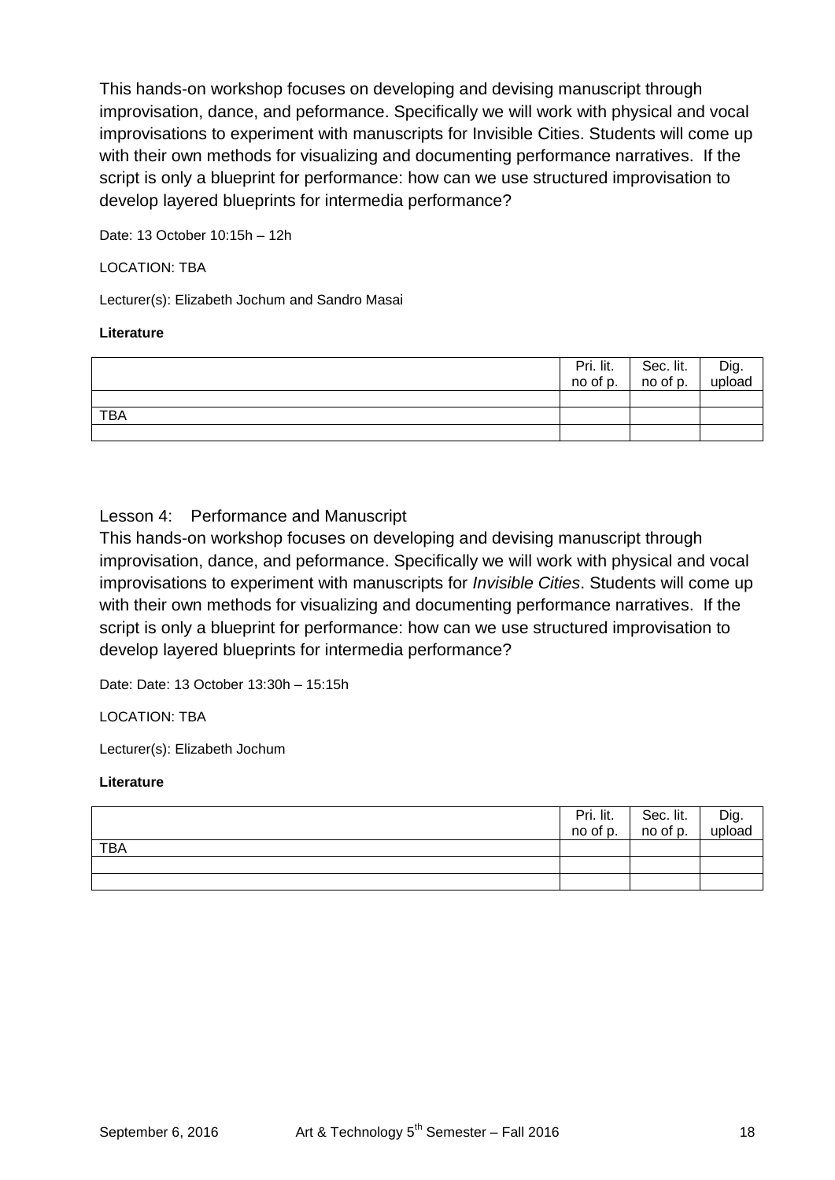This hands-on workshop focuses on developing and devising manuscript through improvisation, dance, and peformance. Specifically we will work with physical and vocal improvisations to experiment with manuscripts for Invisible Cities. Students will come up with their own methods for visualizing and documenting performance narratives. If the script is only a blueprint for performance: how can we use structured improvisation to develop layered blueprints for intermedia performance?

Date: 13 October 10:15h – 12h

LOCATION: TBA

Lecturer(s): Elizabeth Jochum and Sandro Masai

**Literature**

| | Pri. lit. no of p. | Sec. lit. no of p. | Dig. upload |
|---|---|---|---|
| | | | |
| TBA | | | |
| | | | |

## Lesson 4: Performance and Manuscript

This hands-on workshop focuses on developing and devising manuscript through improvisation, dance, and peformance. Specifically we will work with physical and vocal improvisations to experiment with manuscripts for *Invisible Cities*. Students will come up with their own methods for visualizing and documenting performance narratives. If the script is only a blueprint for performance: how can we use structured improvisation to develop layered blueprints for intermedia performance?

Date: Date: 13 October 13:30h – 15:15h

LOCATION: TBA

Lecturer(s): Elizabeth Jochum

**Literature**

| | Pri. lit. no of p. | Sec. lit. no of p. | Dig. upload |
|---|---|---|---|
| TBA | | | |
| | | | |
| | | | |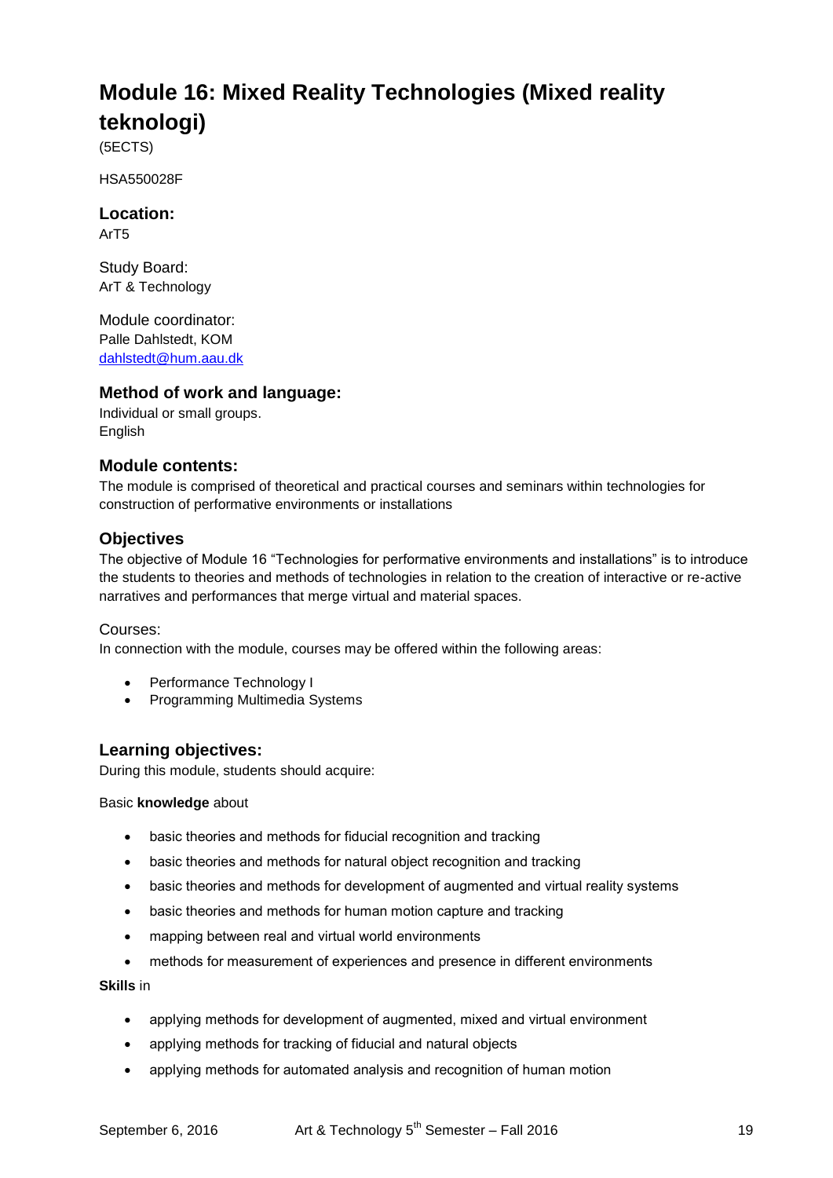# Module 16: Mixed Reality Technologies (Mixed reality teknologi)

(5ECTS)

HSA550028F

### Location:

ArT5

Study Board:
ArT & Technology

Module coordinator:
Palle Dahlstedt, KOM
dahlstedt@hum.aau.dk

### Method of work and language:

Individual or small groups.
English

### Module contents:

The module is comprised of theoretical and practical courses and seminars within technologies for construction of performative environments or installations

### Objectives

The objective of Module 16 "Technologies for performative environments and installations" is to introduce the students to theories and methods of technologies in relation to the creation of interactive or re-active narratives and performances that merge virtual and material spaces.

Courses:
In connection with the module, courses may be offered within the following areas:

- Performance Technology I
- Programming Multimedia Systems

### Learning objectives:

During this module, students should acquire:

Basic **knowledge** about

- basic theories and methods for fiducial recognition and tracking
- basic theories and methods for natural object recognition and tracking
- basic theories and methods for development of augmented and virtual reality systems
- basic theories and methods for human motion capture and tracking
- mapping between real and virtual world environments
- methods for measurement of experiences and presence in different environments

**Skills** in

- applying methods for development of augmented, mixed and virtual environment
- applying methods for tracking of fiducial and natural objects
- applying methods for automated analysis and recognition of human motion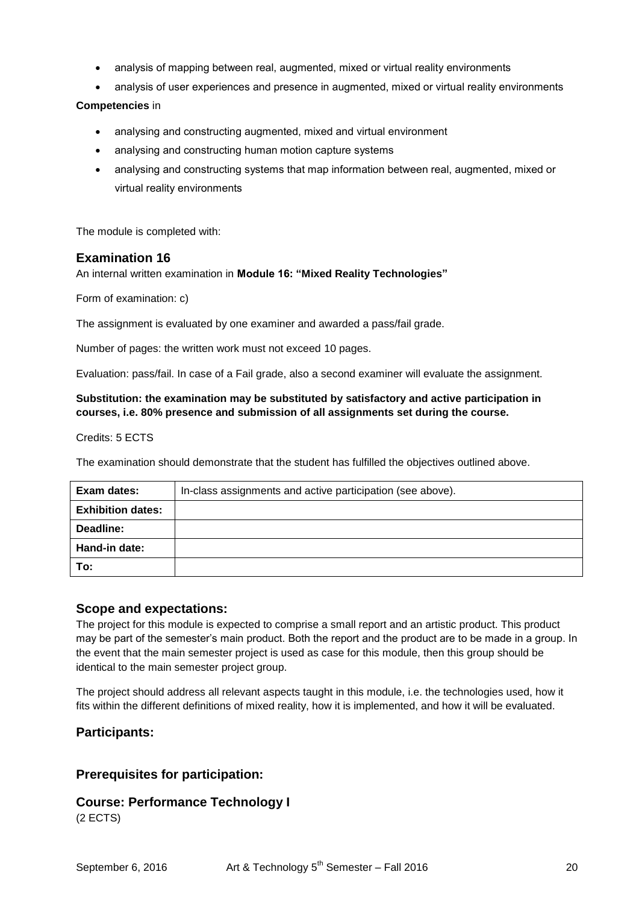- analysis of mapping between real, augmented, mixed or virtual reality environments
- analysis of user experiences and presence in augmented, mixed or virtual reality environments

**Competencies** in

- analysing and constructing augmented, mixed and virtual environment
- analysing and constructing human motion capture systems
- analysing and constructing systems that map information between real, augmented, mixed or virtual reality environments

The module is completed with:

## Examination 16

An internal written examination in **Module 16: "Mixed Reality Technologies"**

Form of examination: c)

The assignment is evaluated by one examiner and awarded a pass/fail grade.

Number of pages: the written work must not exceed 10 pages.

Evaluation: pass/fail. In case of a Fail grade, also a second examiner will evaluate the assignment.

**Substitution: the examination may be substituted by satisfactory and active participation in courses, i.e. 80% presence and submission of all assignments set during the course.**

Credits: 5 ECTS

The examination should demonstrate that the student has fulfilled the objectives outlined above.

| **Exam dates:** | In-class assignments and active participation (see above). |
|---|---|
| **Exhibition dates:** | |
| **Deadline:** | |
| **Hand-in date:** | |
| **To:** | |

## Scope and expectations:

The project for this module is expected to comprise a small report and an artistic product. This product may be part of the semester's main product. Both the report and the product are to be made in a group. In the event that the main semester project is used as case for this module, then this group should be identical to the main semester project group.

The project should address all relevant aspects taught in this module, i.e. the technologies used, how it fits within the different definitions of mixed reality, how it is implemented, and how it will be evaluated.

## Participants:

## Prerequisites for participation:

## Course: Performance Technology I

(2 ECTS)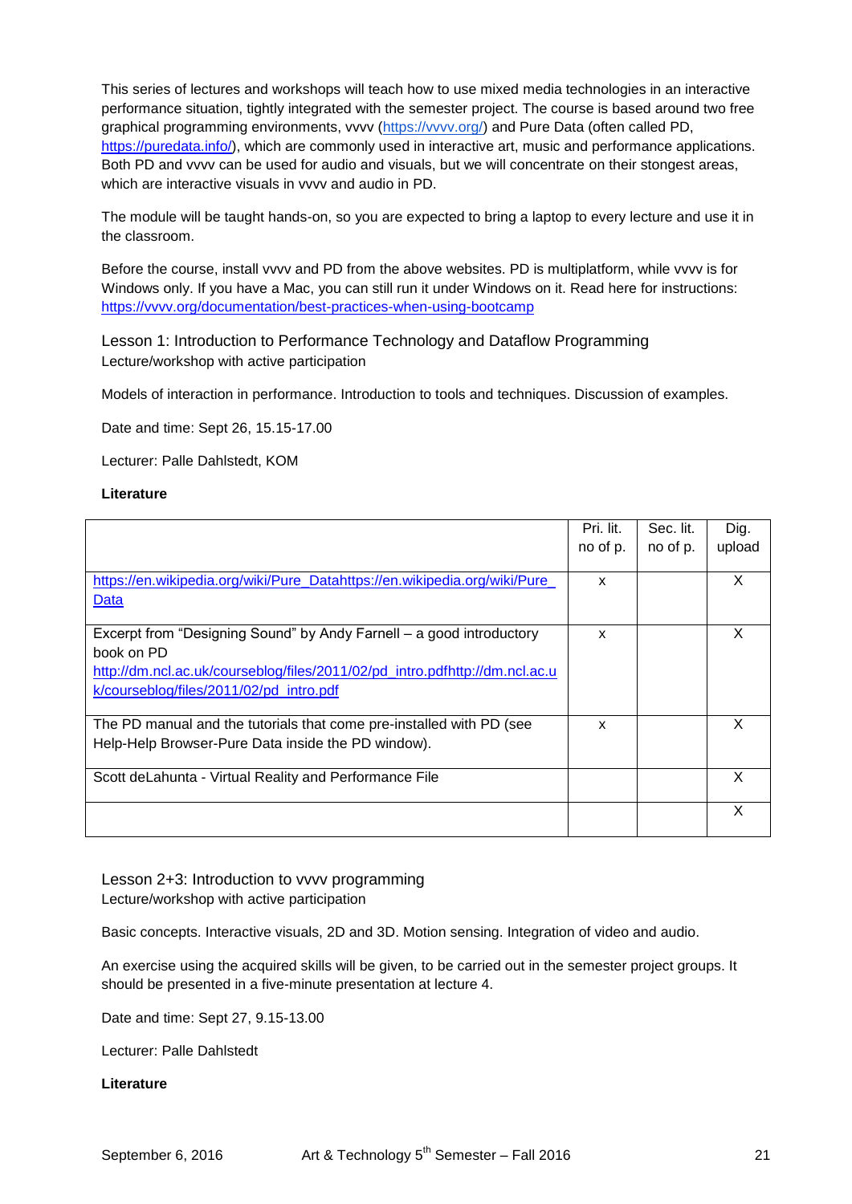This series of lectures and workshops will teach how to use mixed media technologies in an interactive performance situation, tightly integrated with the semester project. The course is based around two free graphical programming environments, vvvv (https://vvvv.org/) and Pure Data (often called PD, https://puredata.info/), which are commonly used in interactive art, music and performance applications. Both PD and vvvv can be used for audio and visuals, but we will concentrate on their stongest areas, which are interactive visuals in vvvv and audio in PD.

The module will be taught hands-on, so you are expected to bring a laptop to every lecture and use it in the classroom.

Before the course, install vvvv and PD from the above websites. PD is multiplatform, while vvvv is for Windows only. If you have a Mac, you can still run it under Windows on it. Read here for instructions: https://vvvv.org/documentation/best-practices-when-using-bootcamp

### Lesson 1: Introduction to Performance Technology and Dataflow Programming

Lecture/workshop with active participation

Models of interaction in performance. Introduction to tools and techniques. Discussion of examples.

Date and time: Sept 26, 15.15-17.00

Lecturer: Palle Dahlstedt, KOM

**Literature**

| | Pri. lit. no of p. | Sec. lit. no of p. | Dig. upload |
|---|---|---|---|
| https://en.wikipedia.org/wiki/Pure_Datahttps://en.wikipedia.org/wiki/Pure_Data | x | | X |
| Excerpt from "Designing Sound" by Andy Farnell – a good introductory book on PD http://dm.ncl.ac.uk/courseblog/files/2011/02/pd_intro.pdfhttp://dm.ncl.ac.uk/courseblog/files/2011/02/pd_intro.pdf | x | | X |
| The PD manual and the tutorials that come pre-installed with PD (see Help-Help Browser-Pure Data inside the PD window). | x | | X |
| Scott deLahunta - Virtual Reality and Performance File | | | X |
| | | | X |

### Lesson 2+3: Introduction to vvvv programming

Lecture/workshop with active participation

Basic concepts. Interactive visuals, 2D and 3D. Motion sensing. Integration of video and audio.

An exercise using the acquired skills will be given, to be carried out in the semester project groups. It should be presented in a five-minute presentation at lecture 4.

Date and time: Sept 27, 9.15-13.00

Lecturer: Palle Dahlstedt

**Literature**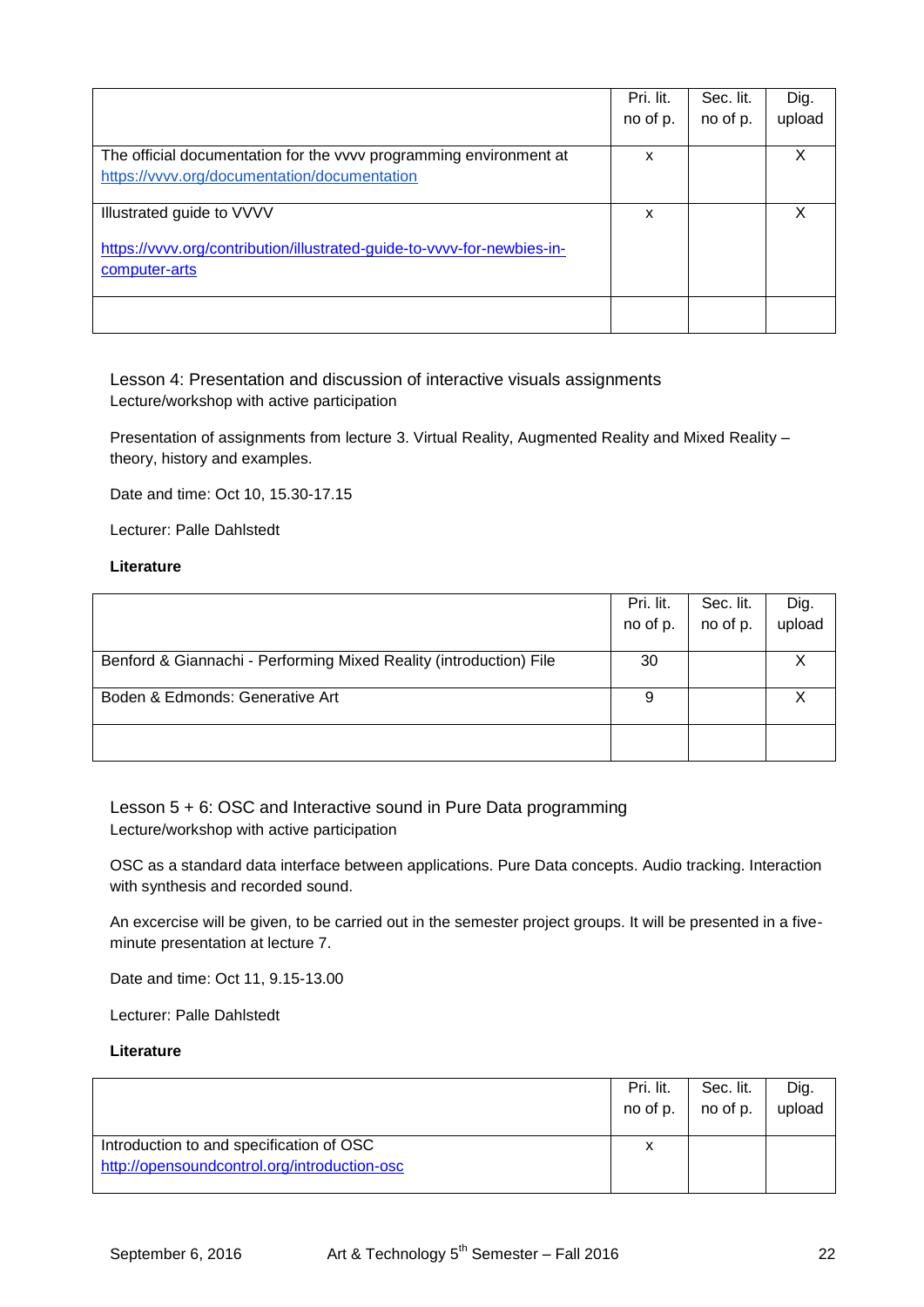| | Pri. lit. no of p. | Sec. lit. no of p. | Dig. upload |
|---|---|---|---|
| The official documentation for the vvvv programming environment at https://vvvv.org/documentation/documentation | x | | X |
| Illustrated guide to VVVV<br><br>https://vvvv.org/contribution/illustrated-guide-to-vvvv-for-newbies-in-computer-arts | x | | X |
| | | | |

### Lesson 4: Presentation and discussion of interactive visuals assignments

Lecture/workshop with active participation

Presentation of assignments from lecture 3. Virtual Reality, Augmented Reality and Mixed Reality – theory, history and examples.

Date and time: Oct 10, 15.30-17.15

Lecturer: Palle Dahlstedt

**Literature**

| | Pri. lit. no of p. | Sec. lit. no of p. | Dig. upload |
|---|---|---|---|
| Benford & Giannachi - Performing Mixed Reality (introduction) File | 30 | | X |
| Boden & Edmonds: Generative Art | 9 | | X |
| | | | |

### Lesson 5 + 6: OSC and Interactive sound in Pure Data programming

Lecture/workshop with active participation

OSC as a standard data interface between applications. Pure Data concepts. Audio tracking. Interaction with synthesis and recorded sound.

An excercise will be given, to be carried out in the semester project groups. It will be presented in a five-minute presentation at lecture 7.

Date and time: Oct 11, 9.15-13.00

Lecturer: Palle Dahlstedt

**Literature**

| | Pri. lit. no of p. | Sec. lit. no of p. | Dig. upload |
|---|---|---|---|
| Introduction to and specification of OSC<br>http://opensoundcontrol.org/introduction-osc | x | | |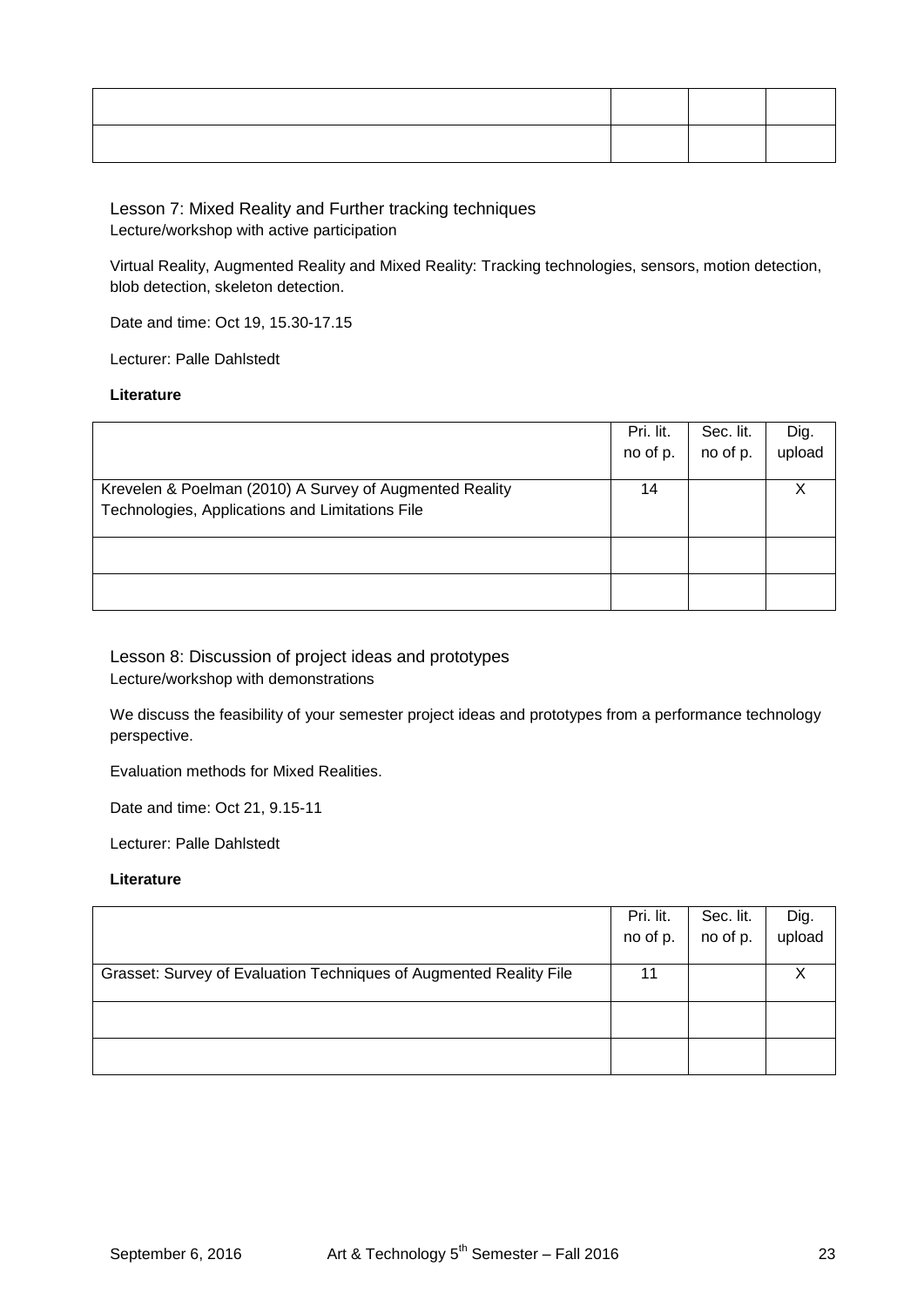| | | | |
|---|---|---|---|
| | | | |
| | | | |

## Lesson 7: Mixed Reality and Further tracking techniques

Lecture/workshop with active participation

Virtual Reality, Augmented Reality and Mixed Reality: Tracking technologies, sensors, motion detection, blob detection, skeleton detection.

Date and time: Oct 19, 15.30-17.15

Lecturer: Palle Dahlstedt

**Literature**

| | Pri. lit. no of p. | Sec. lit. no of p. | Dig. upload |
|---|---|---|---|
| Krevelen & Poelman (2010) A Survey of Augmented Reality Technologies, Applications and Limitations File | 14 | | X |
| | | | |
| | | | |

## Lesson 8: Discussion of project ideas and prototypes

Lecture/workshop with demonstrations

We discuss the feasibility of your semester project ideas and prototypes from a performance technology perspective.

Evaluation methods for Mixed Realities.

Date and time: Oct 21, 9.15-11

Lecturer: Palle Dahlstedt

**Literature**

| | Pri. lit. no of p. | Sec. lit. no of p. | Dig. upload |
|---|---|---|---|
| Grasset: Survey of Evaluation Techniques of Augmented Reality File | 11 | | X |
| | | | |
| | | | |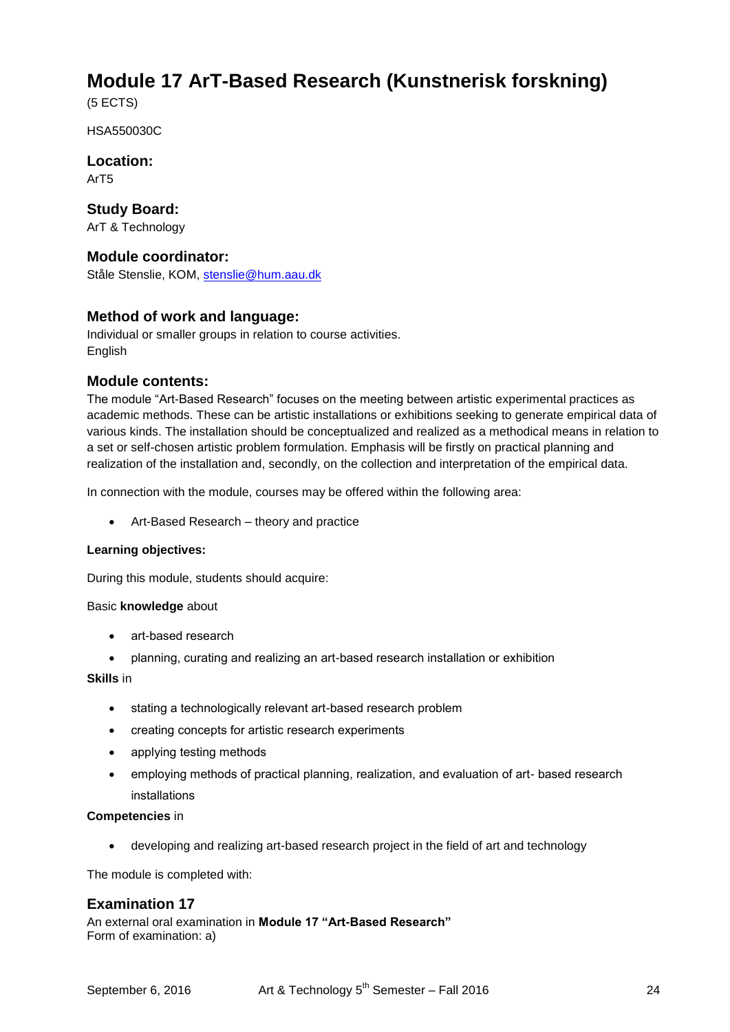# Module 17 ArT-Based Research (Kunstnerisk forskning)

(5 ECTS)

HSA550030C

## Location:

ArT5

## Study Board:

ArT & Technology

## Module coordinator:

Ståle Stenslie, KOM, stenslie@hum.aau.dk

## Method of work and language:

Individual or smaller groups in relation to course activities.
English

## Module contents:

The module “Art-Based Research” focuses on the meeting between artistic experimental practices as academic methods. These can be artistic installations or exhibitions seeking to generate empirical data of various kinds. The installation should be conceptualized and realized as a methodical means in relation to a set or self-chosen artistic problem formulation. Emphasis will be firstly on practical planning and realization of the installation and, secondly, on the collection and interpretation of the empirical data.

In connection with the module, courses may be offered within the following area:

- Art-Based Research – theory and practice

**Learning objectives:**

During this module, students should acquire:

Basic **knowledge** about

- art-based research
- planning, curating and realizing an art-based research installation or exhibition

**Skills** in

- stating a technologically relevant art-based research problem
- creating concepts for artistic research experiments
- applying testing methods
- employing methods of practical planning, realization, and evaluation of art- based research installations

**Competencies** in

- developing and realizing art-based research project in the field of art and technology

The module is completed with:

## Examination 17

An external oral examination in **Module 17 “Art-Based Research”**
Form of examination: a)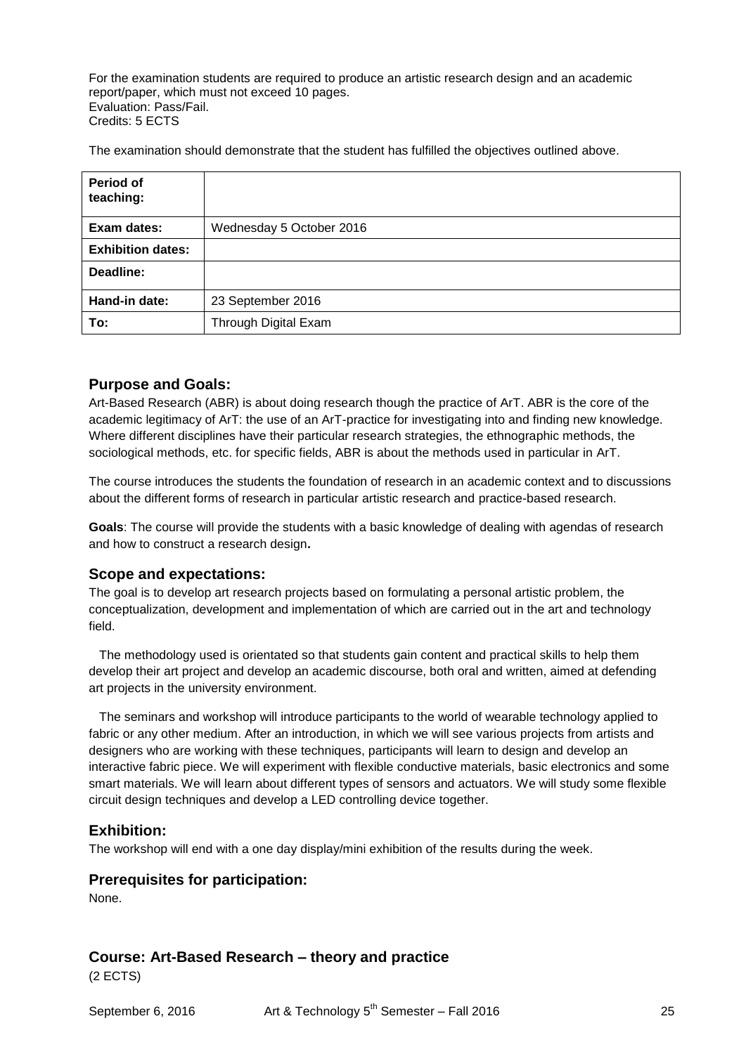For the examination students are required to produce an artistic research design and an academic report/paper, which must not exceed 10 pages.
Evaluation: Pass/Fail.
Credits: 5 ECTS

The examination should demonstrate that the student has fulfilled the objectives outlined above.

| **Period of teaching:** | |
|---|---|
| **Exam dates:** | Wednesday 5 October 2016 |
| **Exhibition dates:** | |
| **Deadline:** | |
| **Hand-in date:** | 23 September 2016 |
| **To:** | Through Digital Exam |

## Purpose and Goals:

Art-Based Research (ABR) is about doing research though the practice of ArT. ABR is the core of the academic legitimacy of ArT: the use of an ArT-practice for investigating into and finding new knowledge. Where different disciplines have their particular research strategies, the ethnographic methods, the sociological methods, etc. for specific fields, ABR is about the methods used in particular in ArT.

The course introduces the students the foundation of research in an academic context and to discussions about the different forms of research in particular artistic research and practice-based research.

**Goals**: The course will provide the students with a basic knowledge of dealing with agendas of research and how to construct a research design**.**

## Scope and expectations:

The goal is to develop art research projects based on formulating a personal artistic problem, the conceptualization, development and implementation of which are carried out in the art and technology field.

The methodology used is orientated so that students gain content and practical skills to help them develop their art project and develop an academic discourse, both oral and written, aimed at defending art projects in the university environment.

The seminars and workshop will introduce participants to the world of wearable technology applied to fabric or any other medium. After an introduction, in which we will see various projects from artists and designers who are working with these techniques, participants will learn to design and develop an interactive fabric piece. We will experiment with flexible conductive materials, basic electronics and some smart materials. We will learn about different types of sensors and actuators. We will study some flexible circuit design techniques and develop a LED controlling device together.

## Exhibition:

The workshop will end with a one day display/mini exhibition of the results during the week.

## Prerequisites for participation:

None.

## Course: Art-Based Research – theory and practice

(2 ECTS)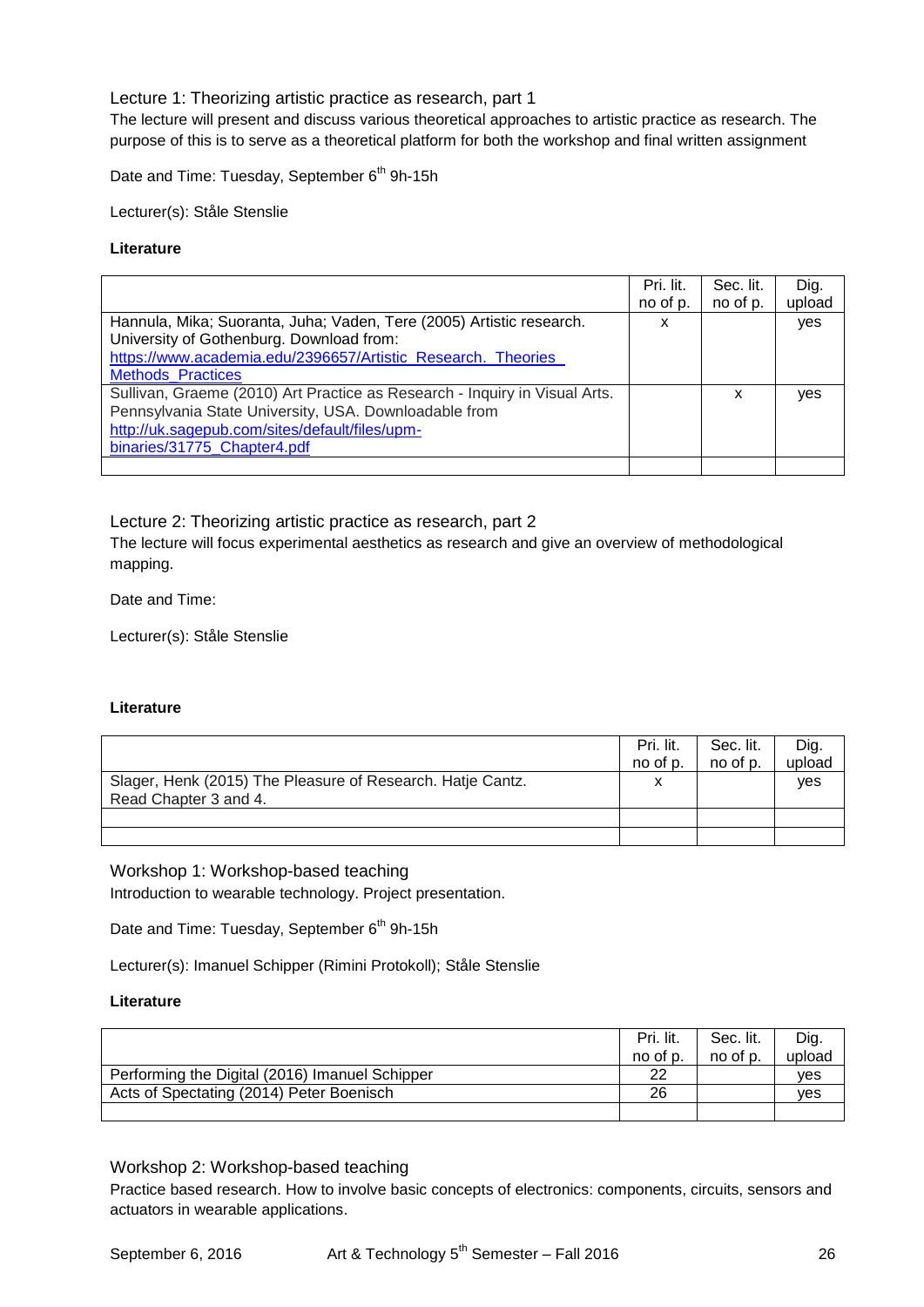### Lecture 1: Theorizing artistic practice as research, part 1

The lecture will present and discuss various theoretical approaches to artistic practice as research. The purpose of this is to serve as a theoretical platform for both the workshop and final written assignment

Date and Time: Tuesday, September 6th 9h-15h

Lecturer(s): Ståle Stenslie

**Literature**

| | Pri. lit. no of p. | Sec. lit. no of p. | Dig. upload |
|---|---|---|---|
| Hannula, Mika; Suoranta, Juha; Vaden, Tere (2005) Artistic research. University of Gothenburg. Download from: https://www.academia.edu/2396657/Artistic_Research._Theories_Methods_Practices | x | | yes |
| Sullivan, Graeme (2010) Art Practice as Research - Inquiry in Visual Arts. Pennsylvania State University, USA. Downloadable from http://uk.sagepub.com/sites/default/files/upm-binaries/31775_Chapter4.pdf | | x | yes |
| | | | |

### Lecture 2: Theorizing artistic practice as research, part 2

The lecture will focus experimental aesthetics as research and give an overview of methodological mapping.

Date and Time:

Lecturer(s): Ståle Stenslie

**Literature**

| | Pri. lit. no of p. | Sec. lit. no of p. | Dig. upload |
|---|---|---|---|
| Slager, Henk (2015) The Pleasure of Research. Hatje Cantz. Read Chapter 3 and 4. | x | | yes |
| | | | |
| | | | |

### Workshop 1: Workshop-based teaching

Introduction to wearable technology. Project presentation.

Date and Time: Tuesday, September 6th 9h-15h

Lecturer(s): Imanuel Schipper (Rimini Protokoll); Ståle Stenslie

**Literature**

| | Pri. lit. no of p. | Sec. lit. no of p. | Dig. upload |
|---|---|---|---|
| Performing the Digital (2016) Imanuel Schipper | 22 | | yes |
| Acts of Spectating (2014) Peter Boenisch | 26 | | yes |
| | | | |

### Workshop 2: Workshop-based teaching

Practice based research. How to involve basic concepts of electronics: components, circuits, sensors and actuators in wearable applications.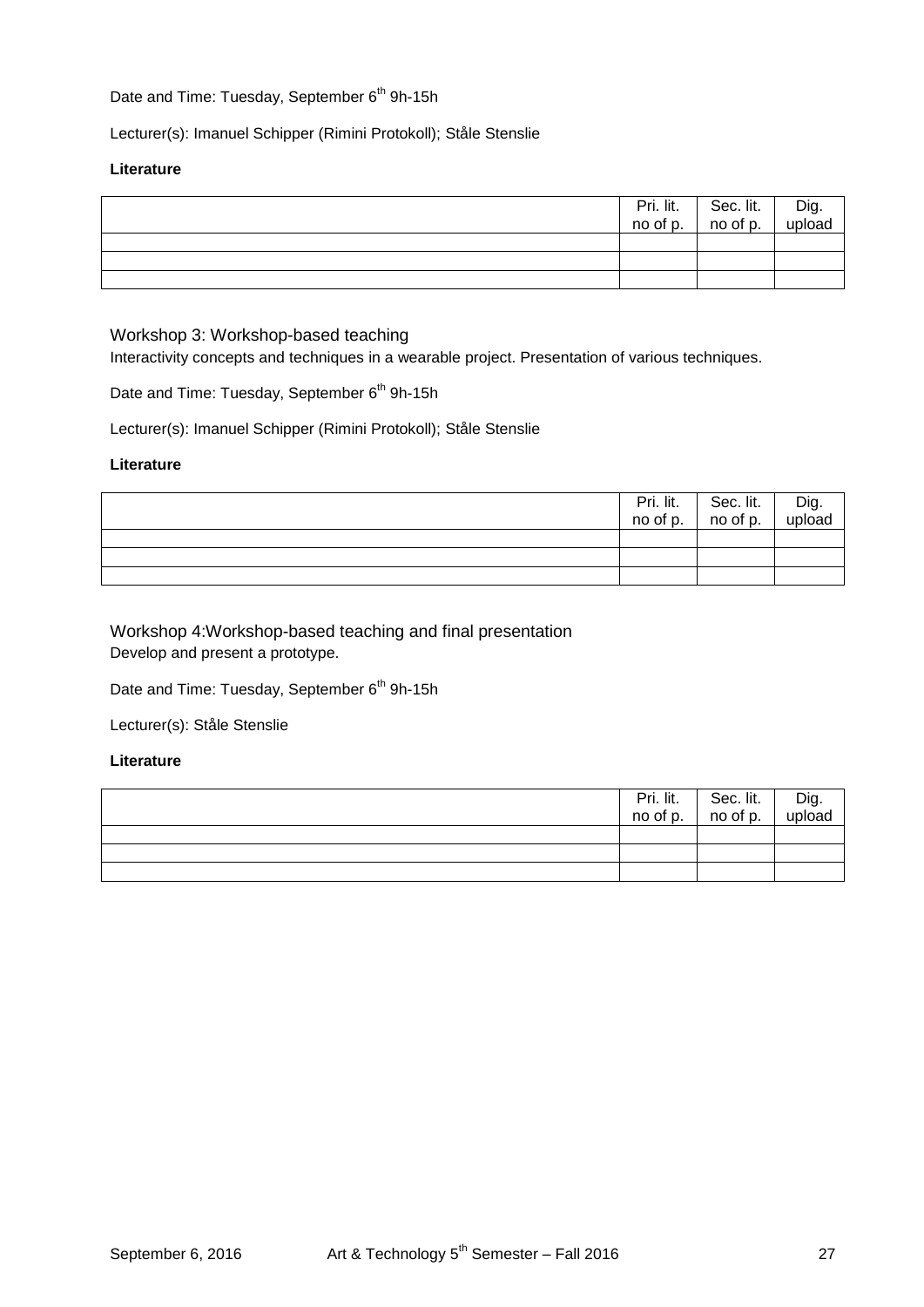Date and Time: Tuesday, September 6th 9h-15h

Lecturer(s): Imanuel Schipper (Rimini Protokoll); Ståle Stenslie

**Literature**

| | Pri. lit. no of p. | Sec. lit. no of p. | Dig. upload |
|---|---|---|---|
| | | | |
| | | | |
| | | | |

### Workshop 3: Workshop-based teaching

Interactivity concepts and techniques in a wearable project. Presentation of various techniques.

Date and Time: Tuesday, September 6th 9h-15h

Lecturer(s): Imanuel Schipper (Rimini Protokoll); Ståle Stenslie

**Literature**

| | Pri. lit. no of p. | Sec. lit. no of p. | Dig. upload |
|---|---|---|---|
| | | | |
| | | | |
| | | | |

### Workshop 4:Workshop-based teaching and final presentation

Develop and present a prototype.

Date and Time: Tuesday, September 6th 9h-15h

Lecturer(s): Ståle Stenslie

**Literature**

| | Pri. lit. no of p. | Sec. lit. no of p. | Dig. upload |
|---|---|---|---|
| | | | |
| | | | |
| | | | |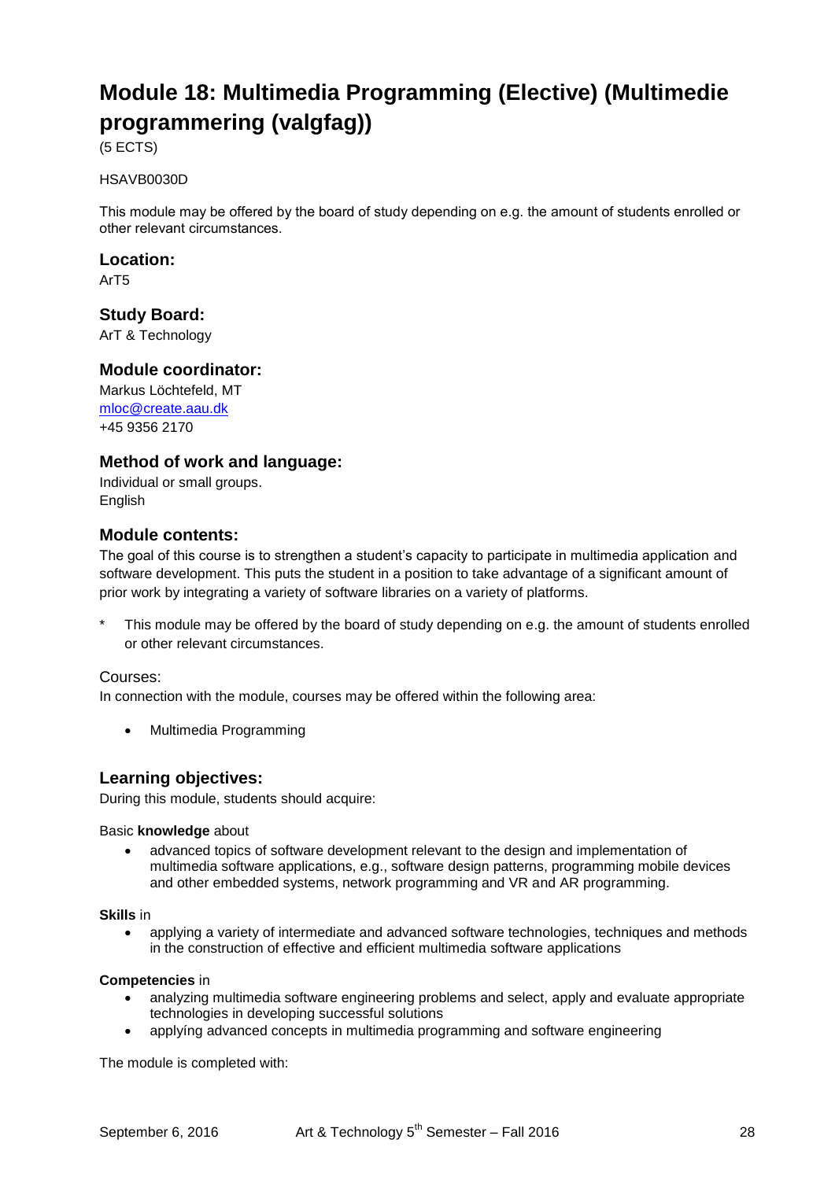# Module 18: Multimedia Programming (Elective) (Multimedie programmering (valgfag))

(5 ECTS)

HSAVB0030D

This module may be offered by the board of study depending on e.g. the amount of students enrolled or other relevant circumstances.

## Location:

ArT5

## Study Board:

ArT & Technology

## Module coordinator:

Markus Löchtefeld, MT
mloc@create.aau.dk
+45 9356 2170

## Method of work and language:

Individual or small groups.
English

## Module contents:

The goal of this course is to strengthen a student's capacity to participate in multimedia application and software development. This puts the student in a position to take advantage of a significant amount of prior work by integrating a variety of software libraries on a variety of platforms.

\* This module may be offered by the board of study depending on e.g. the amount of students enrolled or other relevant circumstances.

Courses:

In connection with the module, courses may be offered within the following area:

- Multimedia Programming

## Learning objectives:

During this module, students should acquire:

Basic **knowledge** about

- advanced topics of software development relevant to the design and implementation of multimedia software applications, e.g., software design patterns, programming mobile devices and other embedded systems, network programming and VR and AR programming.

**Skills** in

- applying a variety of intermediate and advanced software technologies, techniques and methods in the construction of effective and efficient multimedia software applications

**Competencies** in

- analyzing multimedia software engineering problems and select, apply and evaluate appropriate technologies in developing successful solutions
- applyíng advanced concepts in multimedia programming and software engineering

The module is completed with: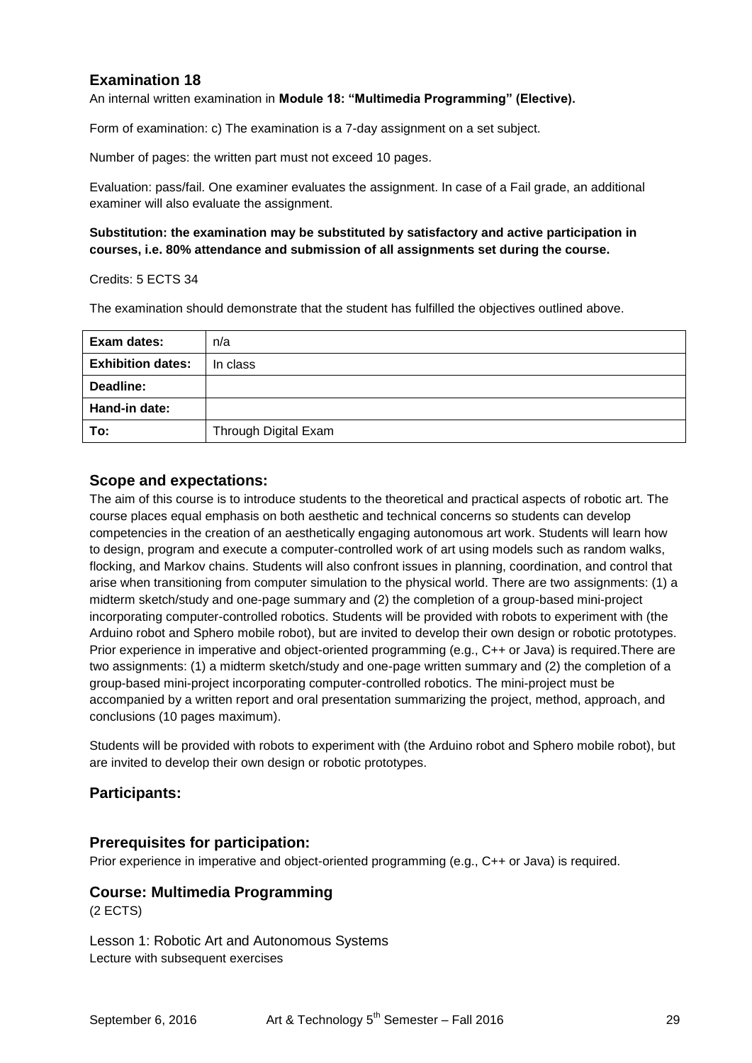## Examination 18

An internal written examination in **Module 18: "Multimedia Programming" (Elective).**

Form of examination: c) The examination is a 7-day assignment on a set subject.

Number of pages: the written part must not exceed 10 pages.

Evaluation: pass/fail. One examiner evaluates the assignment. In case of a Fail grade, an additional examiner will also evaluate the assignment.

**Substitution: the examination may be substituted by satisfactory and active participation in courses, i.e. 80% attendance and submission of all assignments set during the course.**

Credits: 5 ECTS 34

The examination should demonstrate that the student has fulfilled the objectives outlined above.

| **Exam dates:** | n/a |
|---|---|
| **Exhibition dates:** | In class |
| **Deadline:** | |
| **Hand-in date:** | |
| **To:** | Through Digital Exam |

### Scope and expectations:

The aim of this course is to introduce students to the theoretical and practical aspects of robotic art. The course places equal emphasis on both aesthetic and technical concerns so students can develop competencies in the creation of an aesthetically engaging autonomous art work. Students will learn how to design, program and execute a computer-controlled work of art using models such as random walks, flocking, and Markov chains. Students will also confront issues in planning, coordination, and control that arise when transitioning from computer simulation to the physical world. There are two assignments: (1) a midterm sketch/study and one-page summary and (2) the completion of a group-based mini-project incorporating computer-controlled robotics. Students will be provided with robots to experiment with (the Arduino robot and Sphero mobile robot), but are invited to develop their own design or robotic prototypes. Prior experience in imperative and object-oriented programming (e.g., C++ or Java) is required.There are two assignments: (1) a midterm sketch/study and one-page written summary and (2) the completion of a group-based mini-project incorporating computer-controlled robotics. The mini-project must be accompanied by a written report and oral presentation summarizing the project, method, approach, and conclusions (10 pages maximum).

Students will be provided with robots to experiment with (the Arduino robot and Sphero mobile robot), but are invited to develop their own design or robotic prototypes.

### Participants:

### Prerequisites for participation:

Prior experience in imperative and object-oriented programming (e.g., C++ or Java) is required.

### Course: Multimedia Programming

(2 ECTS)

Lesson 1: Robotic Art and Autonomous Systems
Lecture with subsequent exercises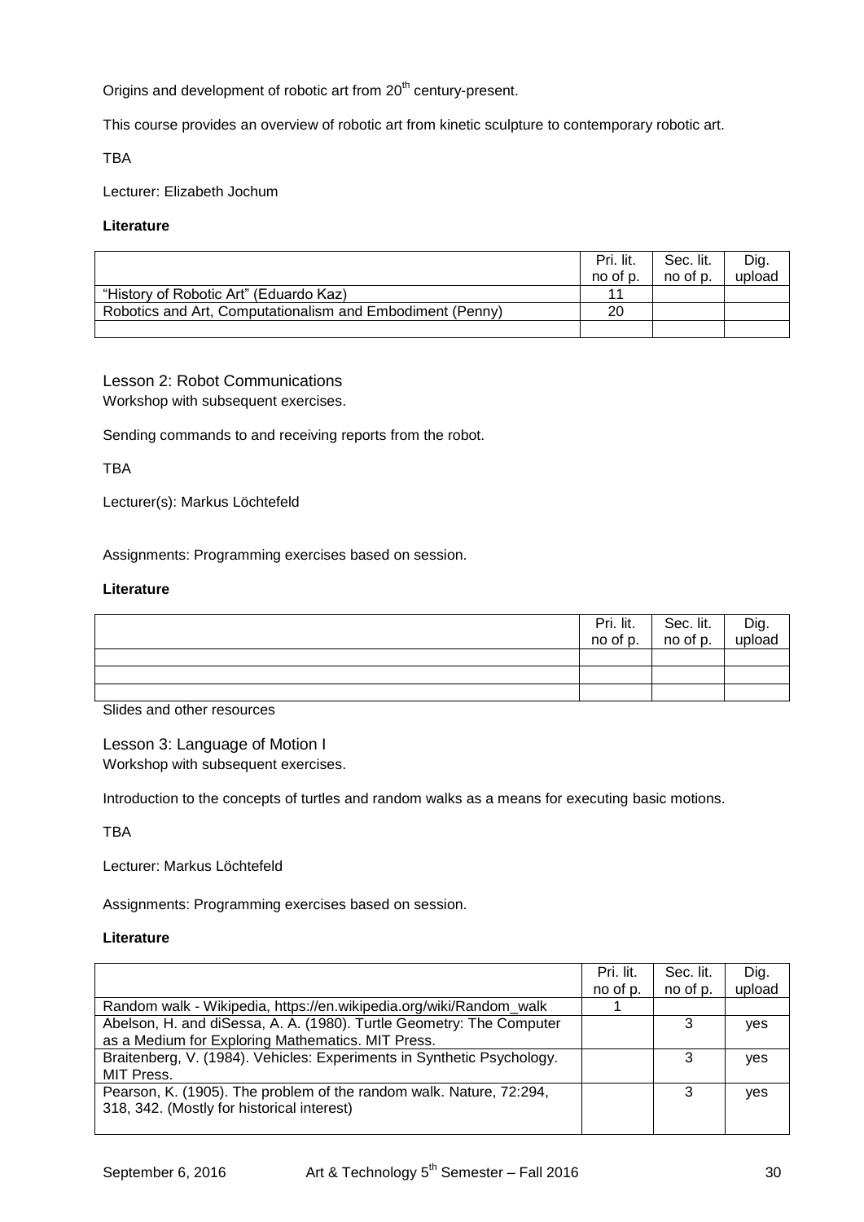Origins and development of robotic art from 20th century-present.

This course provides an overview of robotic art from kinetic sculpture to contemporary robotic art.

TBA

Lecturer: Elizabeth Jochum

**Literature**

| | Pri. lit. no of p. | Sec. lit. no of p. | Dig. upload |
|---|---|---|---|
| "History of Robotic Art" (Eduardo Kaz) | 11 | | |
| Robotics and Art, Computationalism and Embodiment (Penny) | 20 | | |
| | | | |

## Lesson 2: Robot Communications

Workshop with subsequent exercises.

Sending commands to and receiving reports from the robot.

TBA

Lecturer(s): Markus Löchtefeld

Assignments: Programming exercises based on session.

**Literature**

| | Pri. lit. no of p. | Sec. lit. no of p. | Dig. upload |
|---|---|---|---|
| | | | |
| | | | |
| | | | |

Slides and other resources

## Lesson 3: Language of Motion I

Workshop with subsequent exercises.

Introduction to the concepts of turtles and random walks as a means for executing basic motions.

TBA

Lecturer: Markus Löchtefeld

Assignments: Programming exercises based on session.

**Literature**

| | Pri. lit. no of p. | Sec. lit. no of p. | Dig. upload |
|---|---|---|---|
| Random walk - Wikipedia, https://en.wikipedia.org/wiki/Random_walk | 1 | | |
| Abelson, H. and diSessa, A. A. (1980). Turtle Geometry: The Computer as a Medium for Exploring Mathematics. MIT Press. | | 3 | yes |
| Braitenberg, V. (1984). Vehicles: Experiments in Synthetic Psychology. MIT Press. | | 3 | yes |
| Pearson, K. (1905). The problem of the random walk. Nature, 72:294, 318, 342. (Mostly for historical interest) | | 3 | yes |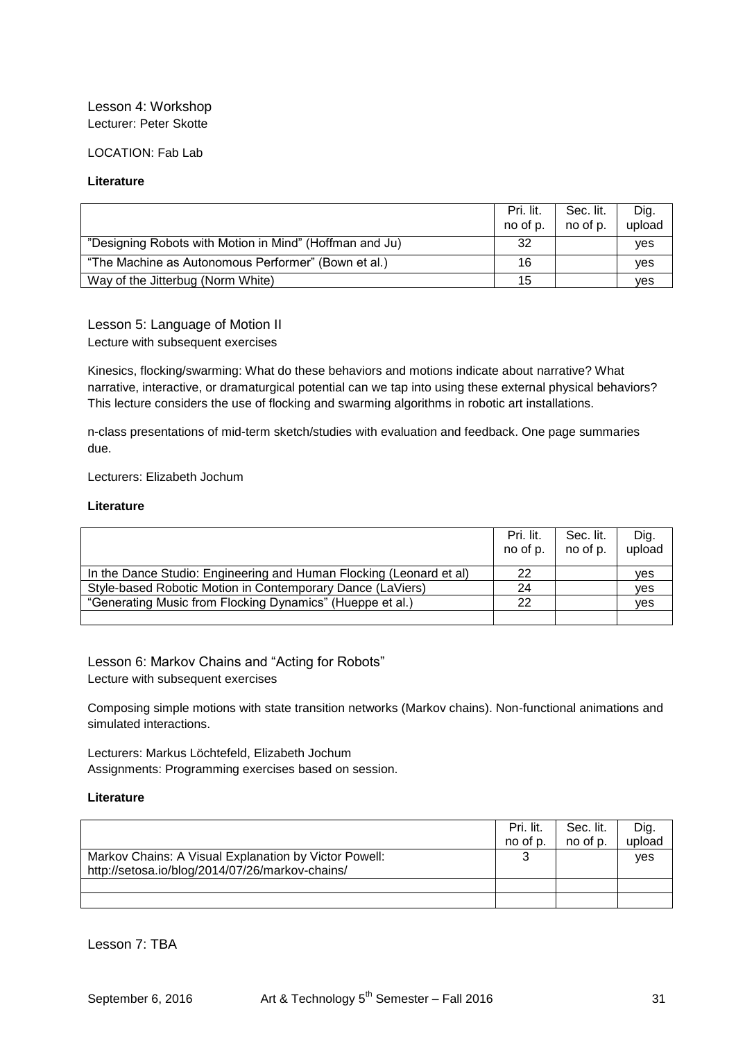### Lesson 4: Workshop

Lecturer: Peter Skotte

LOCATION: Fab Lab

**Literature**

| | Pri. lit. no of p. | Sec. lit. no of p. | Dig. upload |
|---|---|---|---|
| "Designing Robots with Motion in Mind" (Hoffman and Ju) | 32 | | yes |
| "The Machine as Autonomous Performer" (Bown et al.) | 16 | | yes |
| Way of the Jitterbug (Norm White) | 15 | | yes |

### Lesson 5: Language of Motion II

Lecture with subsequent exercises

Kinesics, flocking/swarming: What do these behaviors and motions indicate about narrative? What narrative, interactive, or dramaturgical potential can we tap into using these external physical behaviors? This lecture considers the use of flocking and swarming algorithms in robotic art installations.

n-class presentations of mid-term sketch/studies with evaluation and feedback. One page summaries due.

Lecturers: Elizabeth Jochum

**Literature**

| | Pri. lit. no of p. | Sec. lit. no of p. | Dig. upload |
|---|---|---|---|
| In the Dance Studio: Engineering and Human Flocking (Leonard et al) | 22 | | yes |
| Style-based Robotic Motion in Contemporary Dance (LaViers) | 24 | | yes |
| "Generating Music from Flocking Dynamics" (Hueppe et al.) | 22 | | yes |
| | | | |

### Lesson 6: Markov Chains and "Acting for Robots"

Lecture with subsequent exercises

Composing simple motions with state transition networks (Markov chains). Non-functional animations and simulated interactions.

Lecturers: Markus Löchtefeld, Elizabeth Jochum
Assignments: Programming exercises based on session.

**Literature**

| | Pri. lit. no of p. | Sec. lit. no of p. | Dig. upload |
|---|---|---|---|
| Markov Chains: A Visual Explanation by Victor Powell: http://setosa.io/blog/2014/07/26/markov-chains/ | 3 | | yes |
| | | | |
| | | | |

### Lesson 7: TBA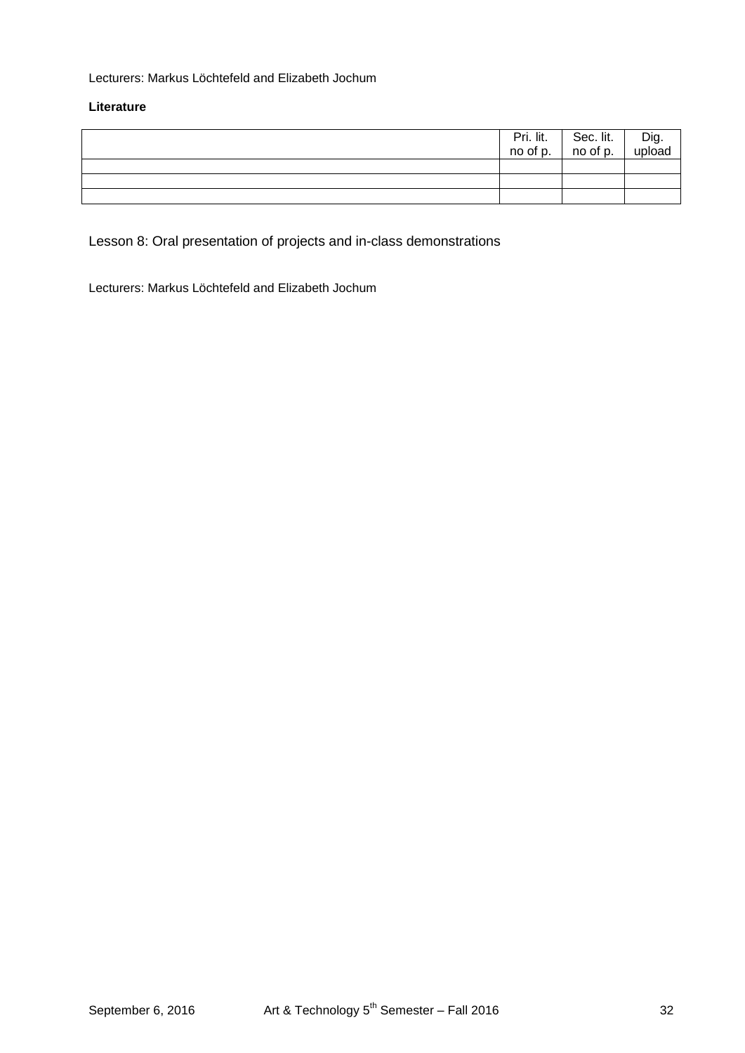Lecturers: Markus Löchtefeld and Elizabeth Jochum

**Literature**

| | Pri. lit. no of p. | Sec. lit. no of p. | Dig. upload |
|---|---|---|---|
| | | | |
| | | | |
| | | | |

## Lesson 8: Oral presentation of projects and in-class demonstrations

Lecturers: Markus Löchtefeld and Elizabeth Jochum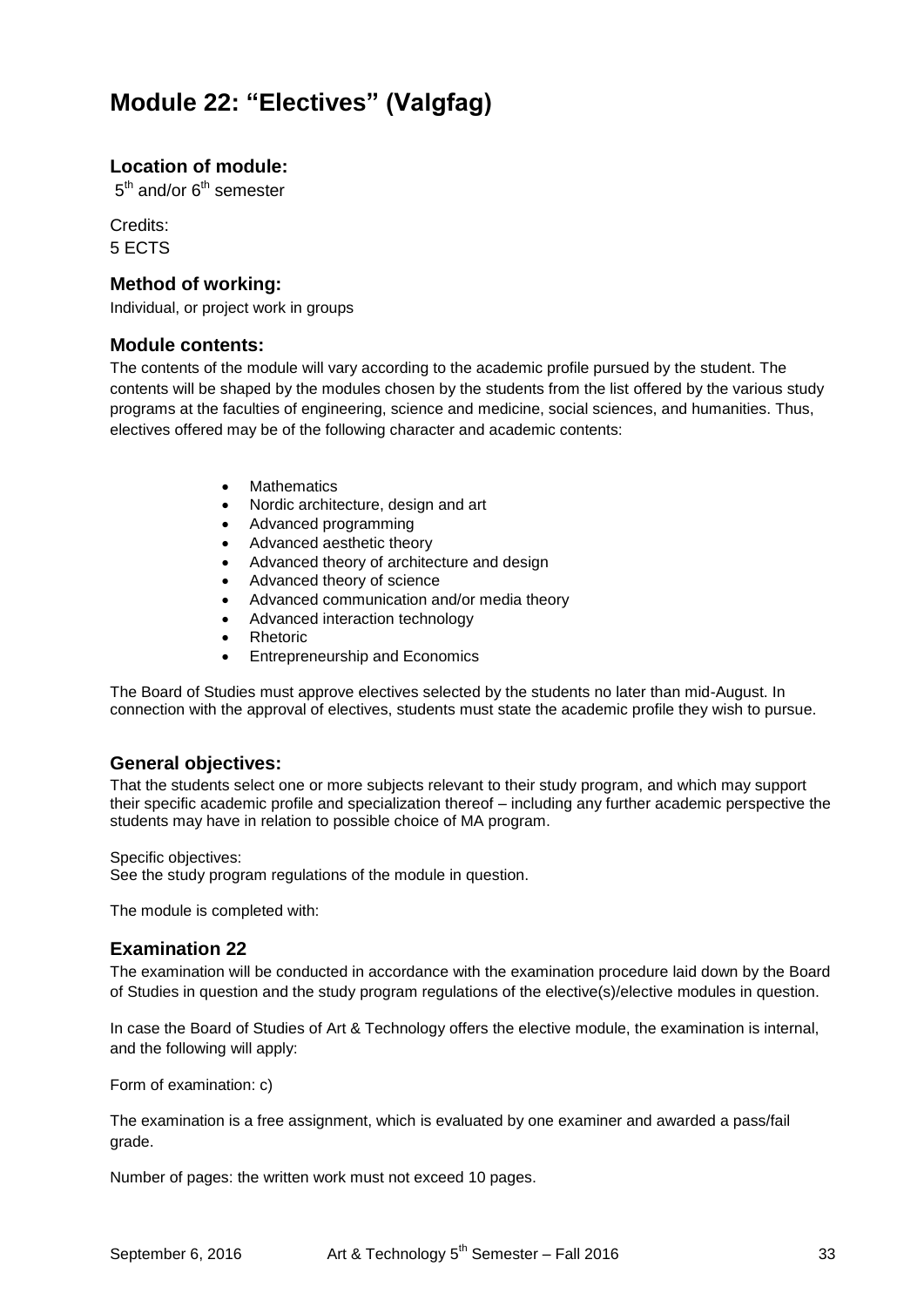# Module 22: "Electives" (Valgfag)

### Location of module:

5th and/or 6th semester

Credits:
5 ECTS

### Method of working:

Individual, or project work in groups

### Module contents:

The contents of the module will vary according to the academic profile pursued by the student. The contents will be shaped by the modules chosen by the students from the list offered by the various study programs at the faculties of engineering, science and medicine, social sciences, and humanities. Thus, electives offered may be of the following character and academic contents:

- Mathematics
- Nordic architecture, design and art
- Advanced programming
- Advanced aesthetic theory
- Advanced theory of architecture and design
- Advanced theory of science
- Advanced communication and/or media theory
- Advanced interaction technology
- Rhetoric
- Entrepreneurship and Economics

The Board of Studies must approve electives selected by the students no later than mid-August. In connection with the approval of electives, students must state the academic profile they wish to pursue.

### General objectives:

That the students select one or more subjects relevant to their study program, and which may support their specific academic profile and specialization thereof – including any further academic perspective the students may have in relation to possible choice of MA program.

Specific objectives:
See the study program regulations of the module in question.

The module is completed with:

### Examination 22

The examination will be conducted in accordance with the examination procedure laid down by the Board of Studies in question and the study program regulations of the elective(s)/elective modules in question.

In case the Board of Studies of Art & Technology offers the elective module, the examination is internal, and the following will apply:

Form of examination: c)

The examination is a free assignment, which is evaluated by one examiner and awarded a pass/fail grade.

Number of pages: the written work must not exceed 10 pages.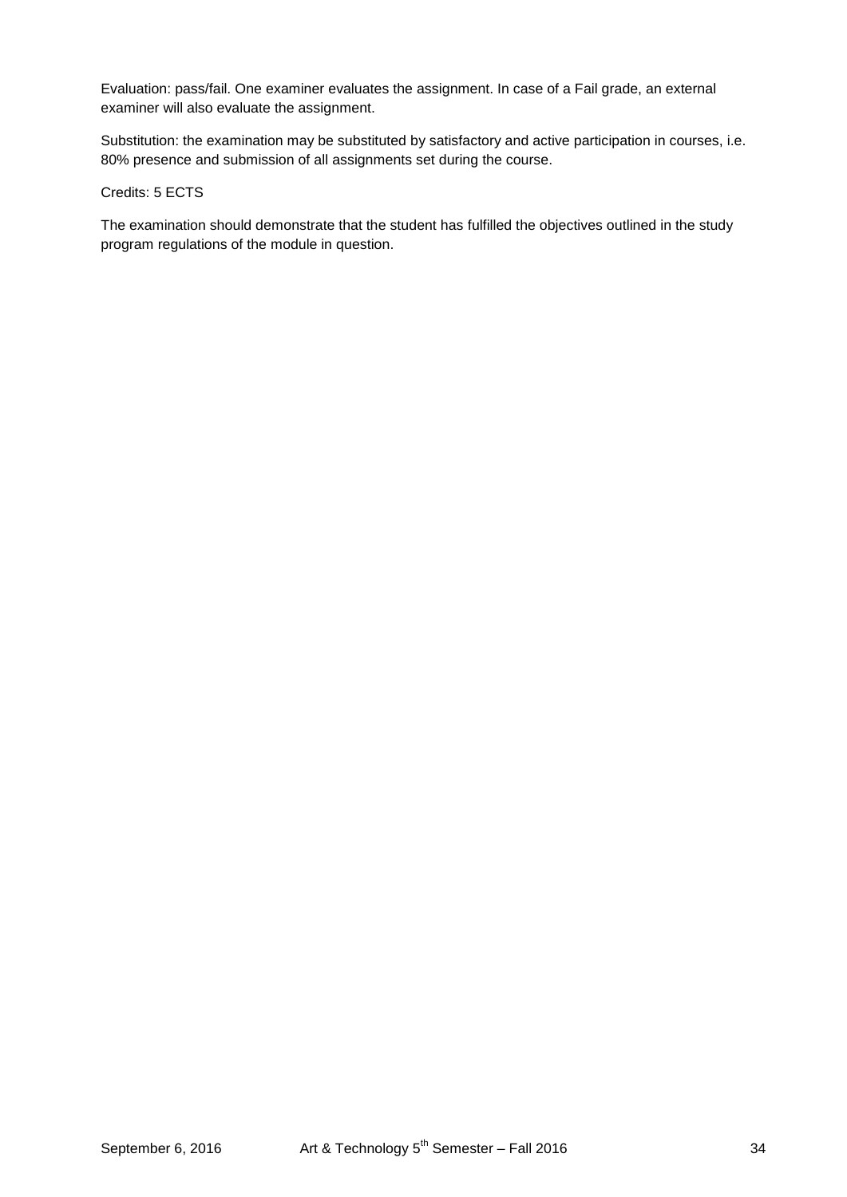Evaluation: pass/fail. One examiner evaluates the assignment. In case of a Fail grade, an external examiner will also evaluate the assignment.

Substitution: the examination may be substituted by satisfactory and active participation in courses, i.e. 80% presence and submission of all assignments set during the course.

Credits: 5 ECTS

The examination should demonstrate that the student has fulfilled the objectives outlined in the study program regulations of the module in question.